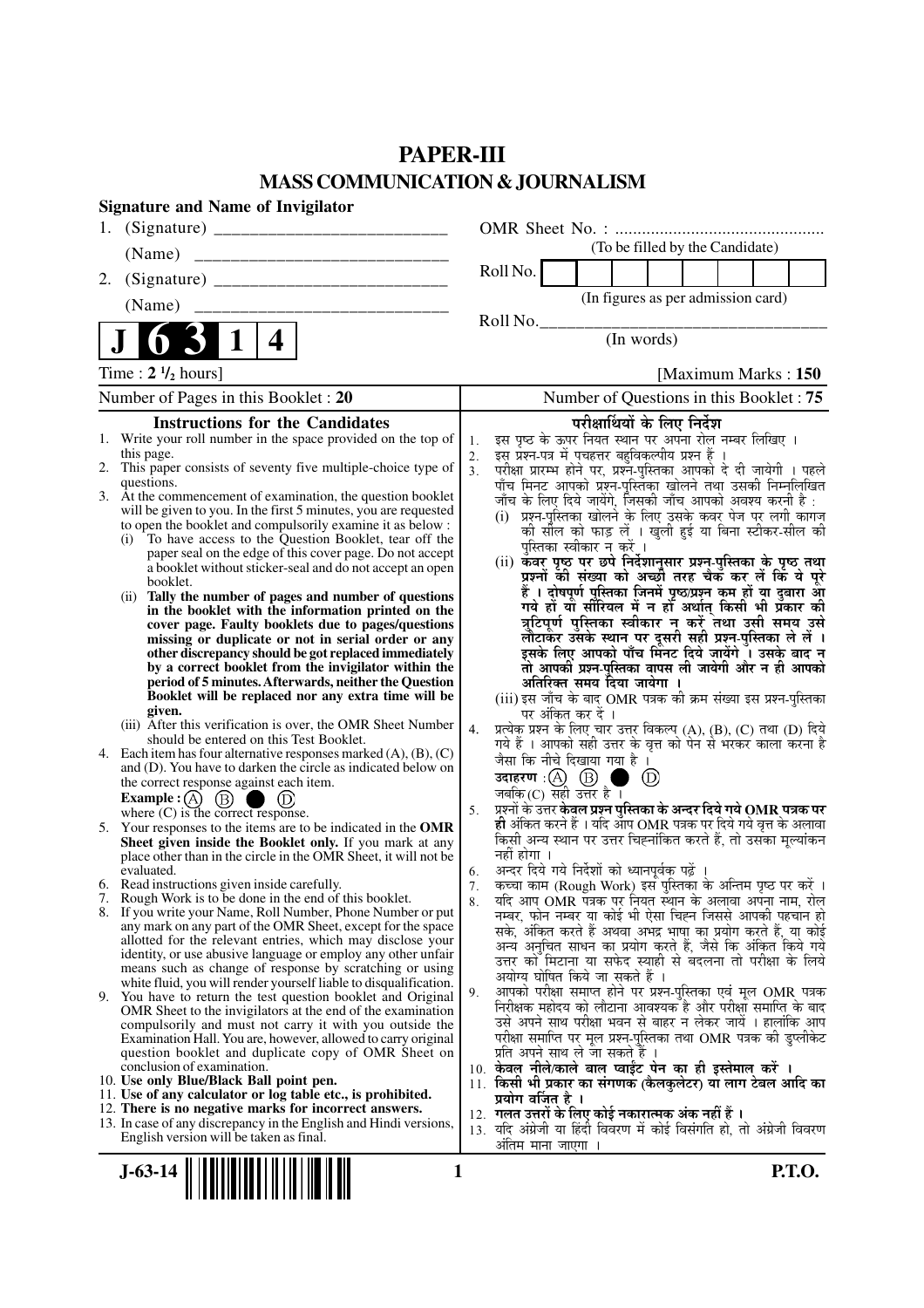# PAPER-III

## MASS COMMUNICATION & JOURNALISM

**Signature and Name of Invigilator**

1. (Signature) ____________________________

   (Name) ____________________________

2. (Signature) ____________________________

   (Name) ____________________________

OMR Sheet No. : ...............................................

(To be filled by the Candidate)

Roll No. [ ][ ][ ][ ][ ][ ][ ][ ]

(In figures as per admission card)

Roll No.____________________________

(In words)

**J 6 3 1 4**

Time : **2 ½** hours] [Maximum Marks : **150**

Number of Pages in this Booklet : **20** | Number of Questions in this Booklet : **75**

### Instructions for the Candidates

1. Write your roll number in the space provided on the top of this page.
2. This paper consists of seventy five multiple-choice type of questions.
3. At the commencement of examination, the question booklet will be given to you. In the first 5 minutes, you are requested to open the booklet and compulsorily examine it as below :
   (i) To have access to the Question Booklet, tear off the paper seal on the edge of this cover page. Do not accept a booklet without sticker-seal and do not accept an open booklet.
   (ii) **Tally the number of pages and number of questions in the booklet with the information printed on the cover page. Faulty booklets due to pages/questions missing or duplicate or not in serial order or any other discrepancy should be got replaced immediately by a correct booklet from the invigilator within the period of 5 minutes. Afterwards, neither the Question Booklet will be replaced nor any extra time will be given.**
   (iii) After this verification is over, the OMR Sheet Number should be entered on this Test Booklet.
4. Each item has four alternative responses marked (A), (B), (C) and (D). You have to darken the circle as indicated below on the correct response against each item.
   **Example :** (A) (B) ● (D)
   where (C) is the correct response.
5. Your responses to the items are to be indicated in the **OMR Sheet given inside the Booklet only.** If you mark at any place other than in the circle in the OMR Sheet, it will not be evaluated.
6. Read instructions given inside carefully.
7. Rough Work is to be done in the end of this booklet.
8. If you write your Name, Roll Number, Phone Number or put any mark on any part of the OMR Sheet, except for the space allotted for the relevant entries, which may disclose your identity, or use abusive language or employ any other unfair means such as change of response by scratching or using white fluid, you will render yourself liable to disqualification.
9. You have to return the test question booklet and Original OMR Sheet to the invigilators at the end of the examination compulsorily and must not carry it with you outside the Examination Hall. You are, however, allowed to carry original question booklet and duplicate copy of OMR Sheet on conclusion of examination.
10. **Use only Blue/Black Ball point pen.**
11. **Use of any calculator or log table etc., is prohibited.**
12. **There is no negative marks for incorrect answers.**
13. In case of any discrepancy in the English and Hindi versions, English version will be taken as final.

### परीक्षार्थियों के लिए निर्देश

1. इस पृष्ठ के ऊपर नियत स्थान पर अपना रोल नम्बर लिखिए ।
2. इस प्रश्न-पत्र में पचहत्तर बहुविकल्पीय प्रश्न हैं ।
3. परीक्षा प्रारम्भ होने पर, प्रश्न-पुस्तिका आपको दे दी जायेगी । पहले पाँच मिनट आपको प्रश्न-पुस्तिका खोलने तथा उसकी निम्नलिखित जाँच के लिए दिये जायेंगे, जिसकी जाँच आपको अवश्य करनी है :
   (i) प्रश्न-पुस्तिका खोलने के लिए उसके कवर पेज पर लगी कागज की सील को फाड़ लें । खुली हुई या बिना स्टीकर-सील की पुस्तिका स्वीकार न करें ।
   (ii) **कवर पृष्ठ पर छपे निर्देशानुसार प्रश्न-पुस्तिका के पृष्ठ तथा प्रश्नों की संख्या को अच्छी तरह चैक कर लें कि ये पूरे हैं । दोषपूर्ण पुस्तिका जिनमें पृष्ठ/प्रश्न कम हों या दुबारा आ गये हों या सीरियल में न हों अर्थात् किसी भी प्रकार की त्रुटिपूर्ण पुस्तिका स्वीकार न करें तथा उसी समय उसे लौटाकर उसके स्थान पर दूसरी सही प्रश्न-पुस्तिका ले लें । इसके लिए आपको पाँच मिनट दिये जायेंगे । उसके बाद न तो आपकी प्रश्न-पुस्तिका वापस ली जायेगी और न ही आपको अतिरिक्त समय दिया जायेगा ।**
   (iii) इस जाँच के बाद OMR पत्रक की क्रम संख्या इस प्रश्न-पुस्तिका पर अंकित कर दें ।
4. प्रत्येक प्रश्न के लिए चार उत्तर विकल्प (A), (B), (C) तथा (D) दिये गये हैं । आपको सही उत्तर के वृत्त को पेन से भरकर काला करना है जैसा कि नीचे दिखाया गया है ।
   **उदाहरण :** (A) (B) ● (D)
   जबकि (C) सही उत्तर है ।
5. प्रश्नों के उत्तर **केवल प्रश्न पुस्तिका के अन्दर दिये गये OMR पत्रक पर ही** अंकित करने हैं । यदि आप OMR पत्रक पर दिये गये वृत्त के अलावा किसी अन्य स्थान पर उत्तर चिह्नांकित करते हैं, तो उसका मूल्यांकन नहीं होगा ।
6. अन्दर दिये गये निर्देशों को ध्यानपूर्वक पढ़ें ।
7. कच्चा काम (Rough Work) इस पुस्तिका के अन्तिम पृष्ठ पर करें ।
8. यदि आप OMR पत्रक पर नियत स्थान के अलावा अपना नाम, रोल नम्बर, फोन नम्बर या कोई भी ऐसा चिह्न जिससे आपकी पहचान हो सके, अंकित करते हैं अथवा अभद्र भाषा का प्रयोग करते हैं, या कोई अन्य अनुचित साधन का प्रयोग करते हैं, जैसे कि अंकित किये गये उत्तर को मिटाना या सफेद स्याही से बदलना तो परीक्षा के लिये अयोग्य घोषित किये जा सकते हैं ।
9. आपको परीक्षा समाप्त होने पर प्रश्न-पुस्तिका एवं मूल OMR पत्रक निरीक्षक महोदय को लौटाना आवश्यक है और परीक्षा समाप्ति के बाद उसे अपने साथ परीक्षा भवन से बाहर न लेकर जायें । हालांकि आप परीक्षा समाप्ति पर मूल प्रश्न-पुस्तिका तथा OMR पत्रक की डुप्लीकेट प्रति अपने साथ ले जा सकते हैं ।
10. **केवल नीले/काले बाल प्वाईंट पेन का ही इस्तेमाल करें ।**
11. **किसी भी प्रकार का संगणक (कैलकुलेटर) या लाग टेबल आदि का प्रयोग वर्जित है ।**
12. **गलत उत्तरों के लिए कोई नकारात्मक अंक नहीं हैं ।**
13. यदि अंग्रेजी या हिंदी विवरण में कोई विसंगति हो, तो अंग्रेजी विवरण अंतिम माना जाएगा ।

J-63-14

P.T.O.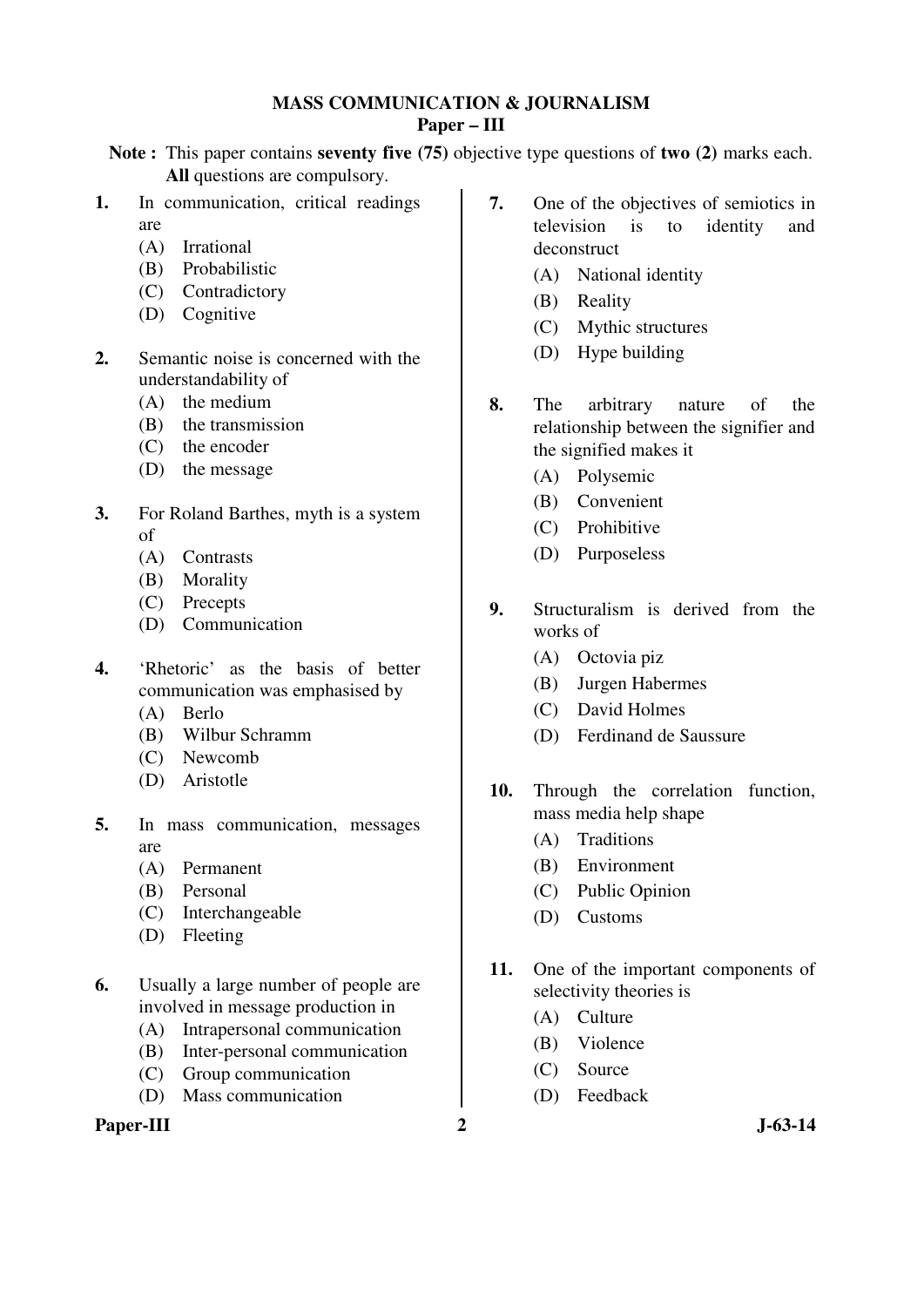# MASS COMMUNICATION & JOURNALISM

## Paper – III

**Note :** This paper contains **seventy five (75)** objective type questions of **two (2)** marks each. **All** questions are compulsory.

**1.** In communication, critical readings are

(A) Irrational
(B) Probabilistic
(C) Contradictory
(D) Cognitive

**2.** Semantic noise is concerned with the understandability of

(A) the medium
(B) the transmission
(C) the encoder
(D) the message

**3.** For Roland Barthes, myth is a system of

(A) Contrasts
(B) Morality
(C) Precepts
(D) Communication

**4.** 'Rhetoric' as the basis of better communication was emphasised by

(A) Berlo
(B) Wilbur Schramm
(C) Newcomb
(D) Aristotle

**5.** In mass communication, messages are

(A) Permanent
(B) Personal
(C) Interchangeable
(D) Fleeting

**6.** Usually a large number of people are involved in message production in

(A) Intrapersonal communication
(B) Inter-personal communication
(C) Group communication
(D) Mass communication

**7.** One of the objectives of semiotics in television is to identity and deconstruct

(A) National identity
(B) Reality
(C) Mythic structures
(D) Hype building

**8.** The arbitrary nature of the relationship between the signifier and the signified makes it

(A) Polysemic
(B) Convenient
(C) Prohibitive
(D) Purposeless

**9.** Structuralism is derived from the works of

(A) Octovia piz
(B) Jurgen Habermes
(C) David Holmes
(D) Ferdinand de Saussure

**10.** Through the correlation function, mass media help shape

(A) Traditions
(B) Environment
(C) Public Opinion
(D) Customs

**11.** One of the important components of selectivity theories is

(A) Culture
(B) Violence
(C) Source
(D) Feedback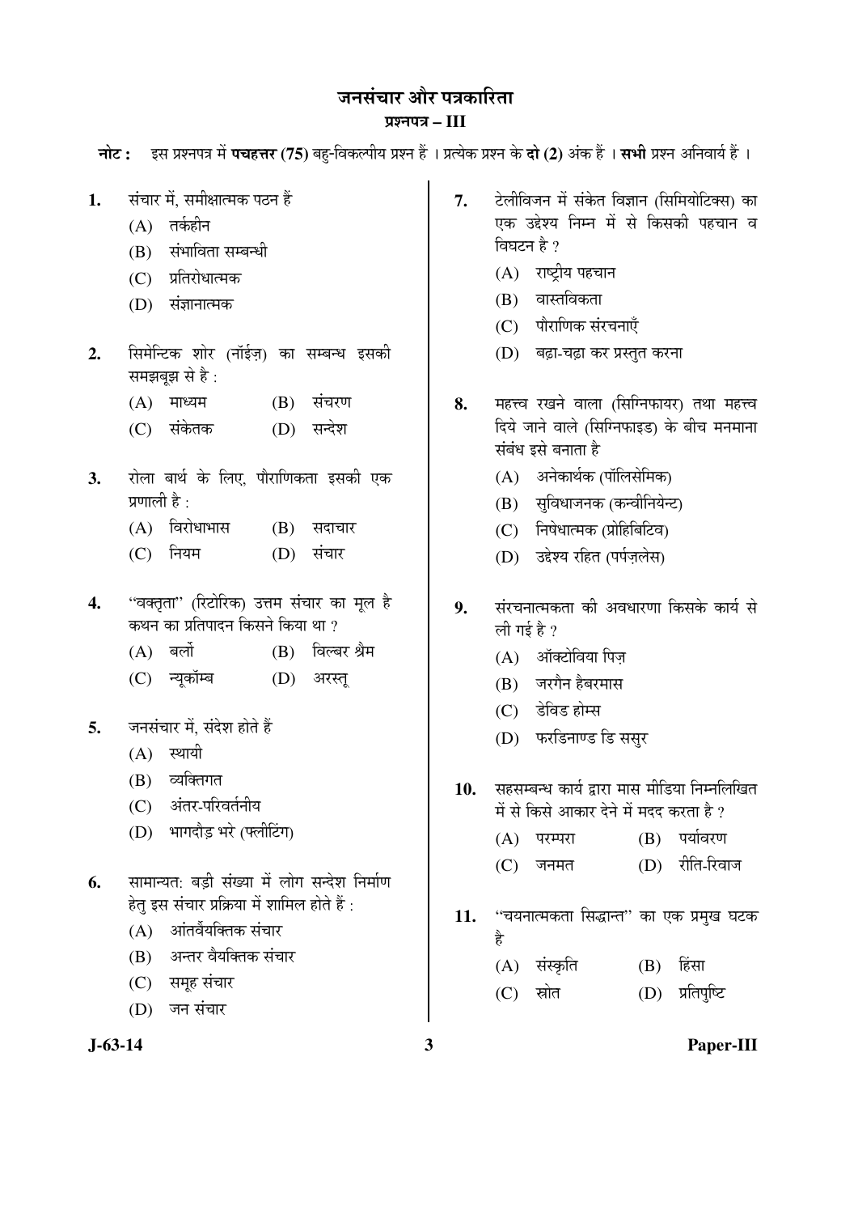# जनसंचार और पत्रकारिता

## प्रश्नपत्र – III

**नोट :** इस प्रश्नपत्र में **पचहत्तर (75)** बहु-विकल्पीय प्रश्न हैं । प्रत्येक प्रश्न के **दो (2)** अंक हैं । **सभी** प्रश्न अनिवार्य हैं ।

**1.** संचार में, समीक्षात्मक पठन हैं

(A) तर्कहीन

(B) संभाविता सम्बन्धी

(C) प्रतिरोधात्मक

(D) संज्ञानात्मक

**2.** सिमेन्टिक शोर (नॉईज़) का सम्बन्ध इसकी समझबूझ से है :

(A) माध्यम (B) संचरण

(C) संकेतक (D) सन्देश

**3.** रोला बार्थ के लिए, पौराणिकता इसकी एक प्रणाली है :

(A) विरोधाभास (B) सदाचार

(C) नियम (D) संचार

**4.** "वक्तृता" (रिटोरिक) उत्तम संचार का मूल है कथन का प्रतिपादन किसने किया था ?

(A) बर्लो (B) विल्बर श्रैम

(C) न्यूकॉम्ब (D) अरस्तू

**5.** जनसंचार में, संदेश होते हैं

(A) स्थायी

(B) व्यक्तिगत

(C) अंतर-परिवर्तनीय

(D) भागदौड़ भरे (फ्लीटिंग)

**6.** सामान्यत: बड़ी संख्या में लोग सन्देश निर्माण हेतु इस संचार प्रक्रिया में शामिल होते हैं :

(A) आंतर्वैयक्तिक संचार

(B) अन्तर वैयक्तिक संचार

(C) समूह संचार

(D) जन संचार

**7.** टेलीविजन में संकेत विज्ञान (सिमियोटिक्स) का एक उद्देश्य निम्न में से किसकी पहचान व विघटन है ?

(A) राष्ट्रीय पहचान

(B) वास्तविकता

(C) पौराणिक संरचनाएँ

(D) बढ़ा-चढ़ा कर प्रस्तुत करना

**8.** महत्त्व रखने वाला (सिग्निफायर) तथा महत्त्व दिये जाने वाले (सिग्निफाइड) के बीच मनमाना संबंध इसे बनाता है

(A) अनेकार्थक (पॉलिसेमिक)

(B) सुविधाजनक (कन्वीनियेन्ट)

(C) निषेधात्मक (प्रोहिबिटिव)

(D) उद्देश्य रहित (पर्पज़लेस)

**9.** संरचनात्मकता की अवधारणा किसके कार्य से ली गई है ?

(A) ऑक्टोविया पिज़

(B) जरगैन हैबरमास

(C) डेविड होम्स

(D) फरडिनाण्ड डि ससुर

**10.** सहसम्बन्ध कार्य द्वारा मास मीडिया निम्नलिखित में से किसे आकार देने में मदद करता है ?

(A) परम्परा (B) पर्यावरण

(C) जनमत (D) रीति-रिवाज

**11.** "चयनात्मकता सिद्धान्त" का एक प्रमुख घटक है

(A) संस्कृति (B) हिंसा

(C) स्रोत (D) प्रतिपुष्टि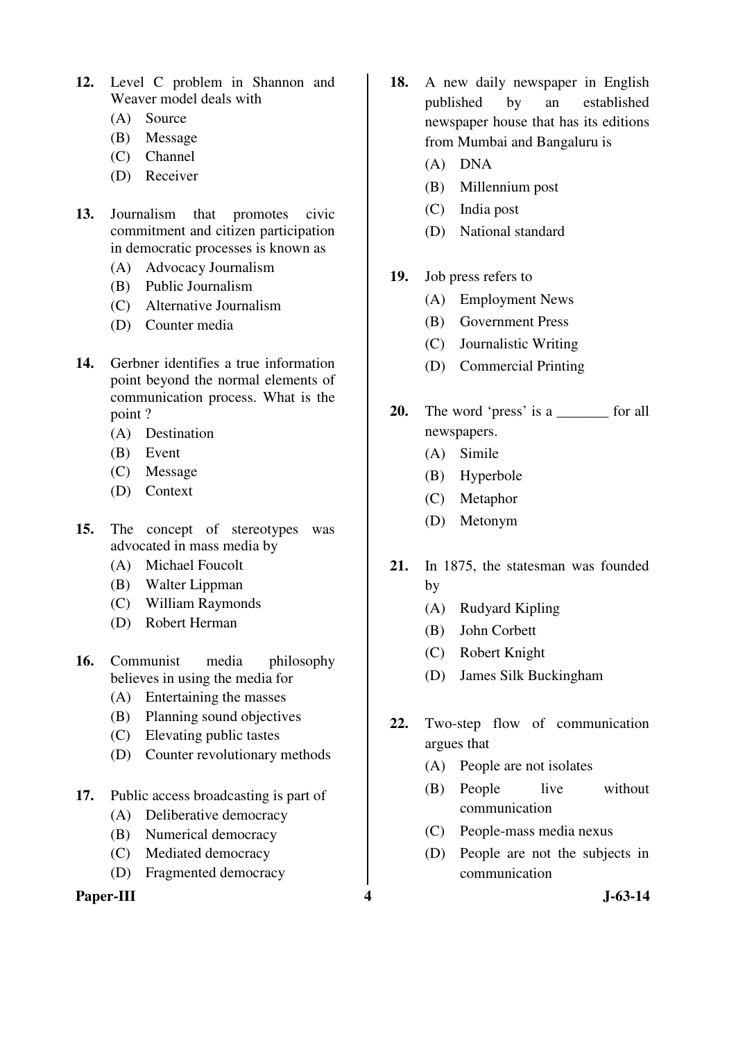12. Level C problem in Shannon and Weaver model deals with
    (A) Source
    (B) Message
    (C) Channel
    (D) Receiver

13. Journalism that promotes civic commitment and citizen participation in democratic processes is known as
    (A) Advocacy Journalism
    (B) Public Journalism
    (C) Alternative Journalism
    (D) Counter media

14. Gerbner identifies a true information point beyond the normal elements of communication process. What is the point ?
    (A) Destination
    (B) Event
    (C) Message
    (D) Context

15. The concept of stereotypes was advocated in mass media by
    (A) Michael Foucolt
    (B) Walter Lippman
    (C) William Raymonds
    (D) Robert Herman

16. Communist media philosophy believes in using the media for
    (A) Entertaining the masses
    (B) Planning sound objectives
    (C) Elevating public tastes
    (D) Counter revolutionary methods

17. Public access broadcasting is part of
    (A) Deliberative democracy
    (B) Numerical democracy
    (C) Mediated democracy
    (D) Fragmented democracy

18. A new daily newspaper in English published by an established newspaper house that has its editions from Mumbai and Bangaluru is
    (A) DNA
    (B) Millennium post
    (C) India post
    (D) National standard

19. Job press refers to
    (A) Employment News
    (B) Government Press
    (C) Journalistic Writing
    (D) Commercial Printing

20. The word 'press' is a _______ for all newspapers.
    (A) Simile
    (B) Hyperbole
    (C) Metaphor
    (D) Metonym

21. In 1875, the statesman was founded by
    (A) Rudyard Kipling
    (B) John Corbett
    (C) Robert Knight
    (D) James Silk Buckingham

22. Two-step flow of communication argues that
    (A) People are not isolates
    (B) People live without communication
    (C) People-mass media nexus
    (D) People are not the subjects in communication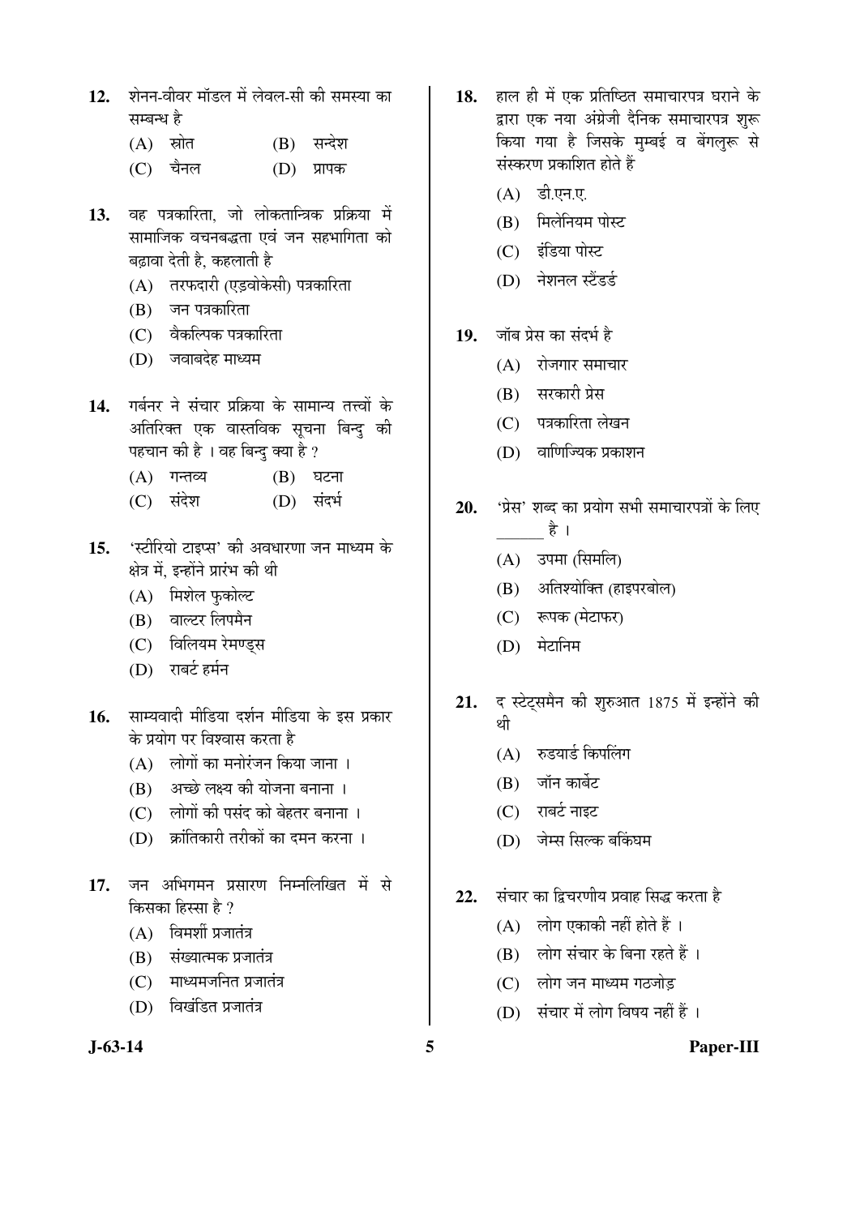12. शेनन-वीवर मॉडल में लेवल-सी की समस्या का सम्बन्ध है

 (A) स्रोत (B) सन्देश
 (C) चैनल (D) प्रापक

13. वह पत्रकारिता, जो लोकतान्त्रिक प्रक्रिया में सामाजिक वचनबद्धता एवं जन सहभागिता को बढ़ावा देती है, कहलाती है

 (A) तरफदारी (एड्वोकेसी) पत्रकारिता
 (B) जन पत्रकारिता
 (C) वैकल्पिक पत्रकारिता
 (D) जवाबदेह माध्यम

14. गर्बनर ने संचार प्रक्रिया के सामान्य तत्त्वों के अतिरिक्त एक वास्तविक सूचना बिन्दु की पहचान की है । वह बिन्दु क्या है ?

 (A) गन्तव्य (B) घटना
 (C) संदेश (D) संदर्भ

15. 'स्टीरियो टाइप्स' की अवधारणा जन माध्यम के क्षेत्र में, इन्होंने प्रारंभ की थी

 (A) मिशेल फुकोल्ट
 (B) वाल्टर लिपमैन
 (C) विलियम रेमण्ड्स
 (D) राबर्ट हर्मन

16. साम्यवादी मीडिया दर्शन मीडिया के इस प्रकार के प्रयोग पर विश्वास करता है

 (A) लोगों का मनोरंजन किया जाना ।
 (B) अच्छे लक्ष्य की योजना बनाना ।
 (C) लोगों की पसंद को बेहतर बनाना ।
 (D) क्रांतिकारी तरीकों का दमन करना ।

17. जन अभिगमन प्रसारण निम्नलिखित में से किसका हिस्सा है ?

 (A) विमर्शी प्रजातंत्र
 (B) संख्यात्मक प्रजातंत्र
 (C) माध्यमजनित प्रजातंत्र
 (D) विखंडित प्रजातंत्र

18. हाल ही में एक प्रतिष्ठित समाचारपत्र घराने के द्वारा एक नया अंग्रेजी दैनिक समाचारपत्र शुरू किया गया है जिसके मुम्बई व बेंगलुरू से संस्करण प्रकाशित होते हैं

 (A) डी.एन.ए.
 (B) मिलेनियम पोस्ट
 (C) इंडिया पोस्ट
 (D) नेशनल स्टैंडर्ड

19. जॉब प्रेस का संदर्भ है

 (A) रोजगार समाचार
 (B) सरकारी प्रेस
 (C) पत्रकारिता लेखन
 (D) वाणिज्यिक प्रकाशन

20. 'प्रेस' शब्द का प्रयोग सभी समाचारपत्रों के लिए ______ है ।

 (A) उपमा (सिमलि)
 (B) अतिश्योक्ति (हाइपरबोल)
 (C) रूपक (मेटाफर)
 (D) मेटानिम

21. द स्टेट्समैन की शुरुआत 1875 में इन्होंने की थी

 (A) रुडयार्ड किपलिंग
 (B) जॉन कार्बेट
 (C) राबर्ट नाइट
 (D) जेम्स सिल्क बकिंघम

22. संचार का द्विचरणीय प्रवाह सिद्ध करता है

 (A) लोग एकाकी नहीं होते हैं ।
 (B) लोग संचार के बिना रहते हैं ।
 (C) लोग जन माध्यम गठजोड़
 (D) संचार में लोग विषय नहीं हैं ।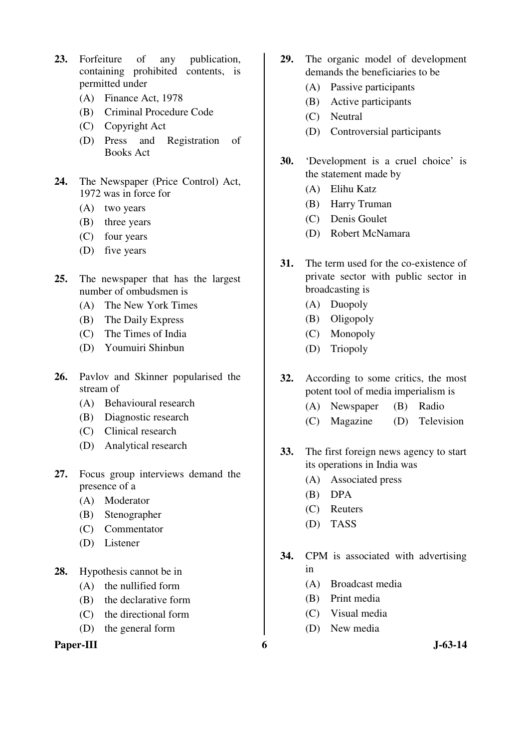23. Forfeiture of any publication, containing prohibited contents, is permitted under
    (A) Finance Act, 1978
    (B) Criminal Procedure Code
    (C) Copyright Act
    (D) Press and Registration of Books Act

24. The Newspaper (Price Control) Act, 1972 was in force for
    (A) two years
    (B) three years
    (C) four years
    (D) five years

25. The newspaper that has the largest number of ombudsmen is
    (A) The New York Times
    (B) The Daily Express
    (C) The Times of India
    (D) Youmuiri Shinbun

26. Pavlov and Skinner popularised the stream of
    (A) Behavioural research
    (B) Diagnostic research
    (C) Clinical research
    (D) Analytical research

27. Focus group interviews demand the presence of a
    (A) Moderator
    (B) Stenographer
    (C) Commentator
    (D) Listener

28. Hypothesis cannot be in
    (A) the nullified form
    (B) the declarative form
    (C) the directional form
    (D) the general form

29. The organic model of development demands the beneficiaries to be
    (A) Passive participants
    (B) Active participants
    (C) Neutral
    (D) Controversial participants

30. 'Development is a cruel choice' is the statement made by
    (A) Elihu Katz
    (B) Harry Truman
    (C) Denis Goulet
    (D) Robert McNamara

31. The term used for the co-existence of private sector with public sector in broadcasting is
    (A) Duopoly
    (B) Oligopoly
    (C) Monopoly
    (D) Triopoly

32. According to some critics, the most potent tool of media imperialism is
    (A) Newspaper (B) Radio
    (C) Magazine (D) Television

33. The first foreign news agency to start its operations in India was
    (A) Associated press
    (B) DPA
    (C) Reuters
    (D) TASS

34. CPM is associated with advertising in
    (A) Broadcast media
    (B) Print media
    (C) Visual media
    (D) New media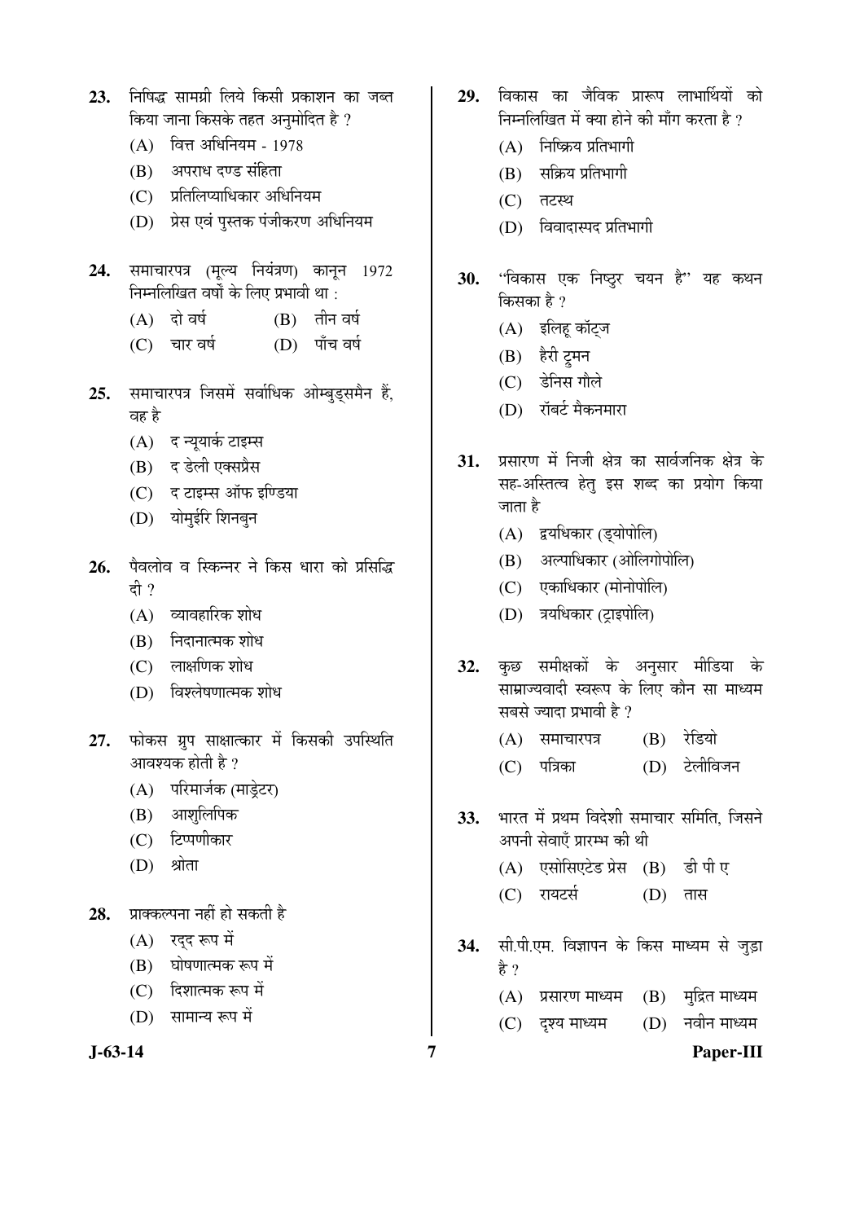23. निषिद्ध सामग्री लिये किसी प्रकाशन का जब्त किया जाना किसके तहत अनुमोदित है ?
   (A) वित्त अधिनियम - 1978
   (B) अपराध दण्ड संहिता
   (C) प्रतिलिप्याधिकार अधिनियम
   (D) प्रेस एवं पुस्तक पंजीकरण अधिनियम

24. समाचारपत्र (मूल्य नियंत्रण) कानून 1972 निम्नलिखित वर्षों के लिए प्रभावी था :
   (A) दो वर्ष (B) तीन वर्ष
   (C) चार वर्ष (D) पाँच वर्ष

25. समाचारपत्र जिसमें सर्वाधिक ओम्बुड्समैन हैं, वह है
   (A) द न्यूयार्क टाइम्स
   (B) द डेली एक्सप्रैस
   (C) द टाइम्स ऑफ इण्डिया
   (D) योमुईरि शिनबुन

26. पैवलोव व स्किन्नर ने किस धारा को प्रसिद्धि दी ?
   (A) व्यावहारिक शोध
   (B) निदानात्मक शोध
   (C) लाक्षणिक शोध
   (D) विश्लेषणात्मक शोध

27. फोकस ग्रुप साक्षात्कार में किसकी उपस्थिति आवश्यक होती है ?
   (A) परिमार्जक (माड्रेटर)
   (B) आशुलिपिक
   (C) टिप्पणीकार
   (D) श्रोता

28. प्राक्कल्पना नहीं हो सकती है
   (A) रद्द रूप में
   (B) घोषणात्मक रूप में
   (C) दिशात्मक रूप में
   (D) सामान्य रूप में

29. विकास का जैविक प्रारूप लाभार्थियों को निम्नलिखित में क्या होने की माँग करता है ?
   (A) निष्क्रिय प्रतिभागी
   (B) सक्रिय प्रतिभागी
   (C) तटस्थ
   (D) विवादास्पद प्रतिभागी

30. "विकास एक निष्ठुर चयन है" यह कथन किसका है ?
   (A) इलिहू कॉट्ज
   (B) हैरी ट्रुमन
   (C) डेनिस गौले
   (D) रॉबर्ट मैकनमारा

31. प्रसारण में निजी क्षेत्र का सार्वजनिक क्षेत्र के सह-अस्तित्व हेतु इस शब्द का प्रयोग किया जाता है
   (A) द्वयधिकार (ड्योपोलि)
   (B) अल्पाधिकार (ओलिगोपोलि)
   (C) एकाधिकार (मोनोपोलि)
   (D) त्रयधिकार (ट्राइपोलि)

32. कुछ समीक्षकों के अनुसार मीडिया के साम्राज्यवादी स्वरूप के लिए कौन सा माध्यम सबसे ज्यादा प्रभावी है ?
   (A) समाचारपत्र (B) रेडियो
   (C) पत्रिका (D) टेलीविजन

33. भारत में प्रथम विदेशी समाचार समिति, जिसने अपनी सेवाएँ प्रारम्भ की थी
   (A) एसोसिएटेड प्रेस (B) डी पी ए
   (C) रायटर्स (D) तास

34. सी.पी.एम. विज्ञापन के किस माध्यम से जुड़ा है ?
   (A) प्रसारण माध्यम (B) मुद्रित माध्यम
   (C) दृश्य माध्यम (D) नवीन माध्यम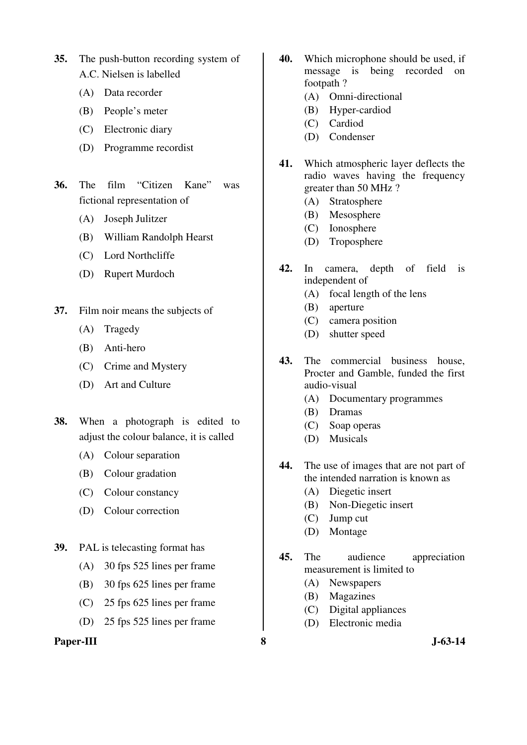35. The push-button recording system of A.C. Nielsen is labelled

    (A) Data recorder
    (B) People's meter
    (C) Electronic diary
    (D) Programme recordist

36. The film "Citizen Kane" was fictional representation of

    (A) Joseph Julitzer
    (B) William Randolph Hearst
    (C) Lord Northcliffe
    (D) Rupert Murdoch

37. Film noir means the subjects of

    (A) Tragedy
    (B) Anti-hero
    (C) Crime and Mystery
    (D) Art and Culture

38. When a photograph is edited to adjust the colour balance, it is called

    (A) Colour separation
    (B) Colour gradation
    (C) Colour constancy
    (D) Colour correction

39. PAL is telecasting format has

    (A) 30 fps 525 lines per frame
    (B) 30 fps 625 lines per frame
    (C) 25 fps 625 lines per frame
    (D) 25 fps 525 lines per frame

40. Which microphone should be used, if message is being recorded on footpath ?

    (A) Omni-directional
    (B) Hyper-cardiod
    (C) Cardiod
    (D) Condenser

41. Which atmospheric layer deflects the radio waves having the frequency greater than 50 MHz ?

    (A) Stratosphere
    (B) Mesosphere
    (C) Ionosphere
    (D) Troposphere

42. In camera, depth of field is independent of

    (A) focal length of the lens
    (B) aperture
    (C) camera position
    (D) shutter speed

43. The commercial business house, Procter and Gamble, funded the first audio-visual

    (A) Documentary programmes
    (B) Dramas
    (C) Soap operas
    (D) Musicals

44. The use of images that are not part of the intended narration is known as

    (A) Diegetic insert
    (B) Non-Diegetic insert
    (C) Jump cut
    (D) Montage

45. The audience appreciation measurement is limited to

    (A) Newspapers
    (B) Magazines
    (C) Digital appliances
    (D) Electronic media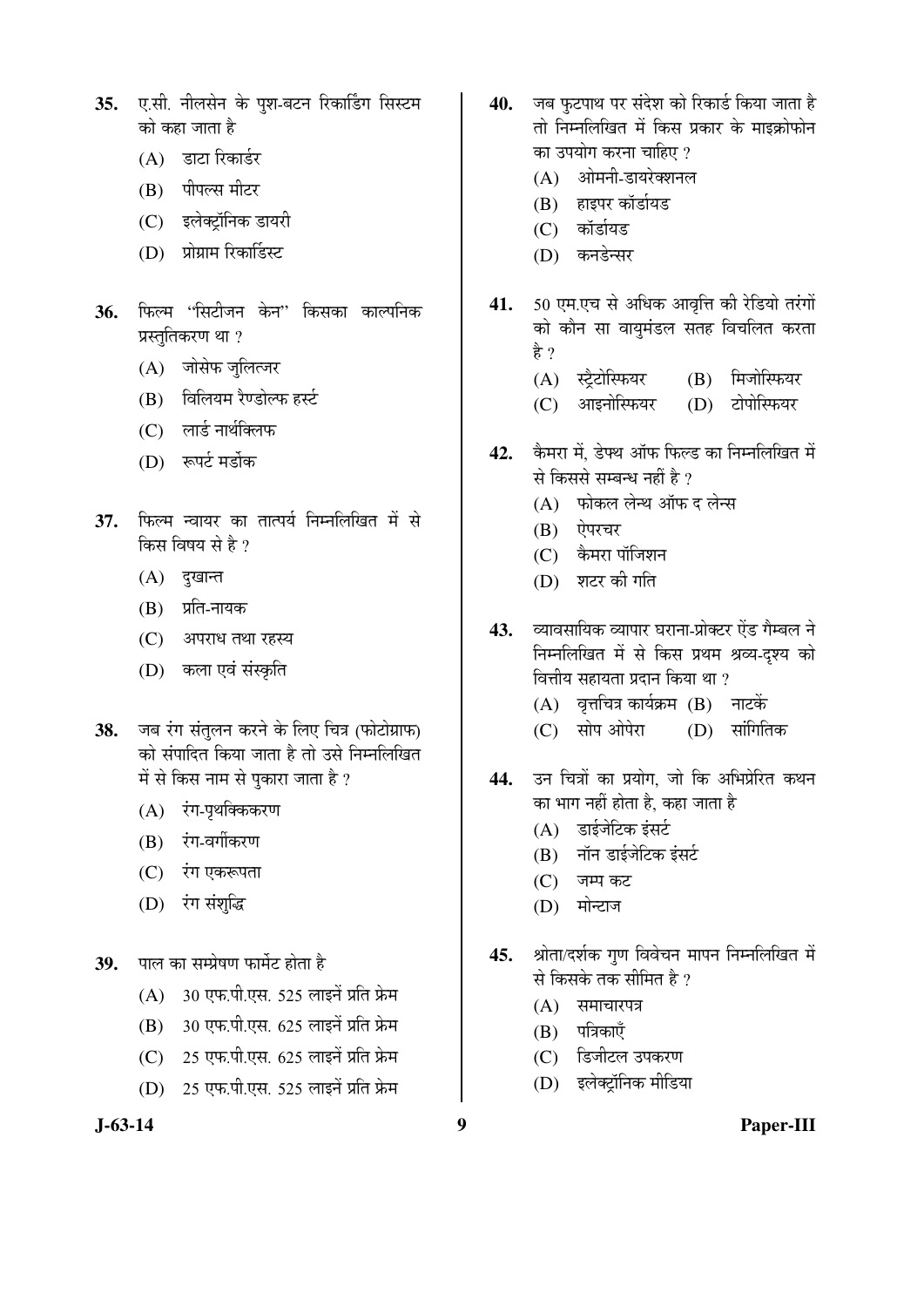35. ए.सी. नीलसेन के पुश-बटन रिकार्डिंग सिस्टम को कहा जाता है

(A) डाटा रिकार्डर

(B) पीपल्स मीटर

(C) इलेक्ट्रॉनिक डायरी

(D) प्रोग्राम रिकार्डिस्ट

36. फिल्म "सिटीजन केन" किसका काल्पनिक प्रस्तुतिकरण था ?

(A) जोसेफ जुलित्जर

(B) विलियम रैण्डोल्फ हर्स्ट

(C) लार्ड नार्थक्लिफ

(D) रूपर्ट मर्डोक

37. फिल्म न्वायर का तात्पर्य निम्नलिखित में से किस विषय से है ?

(A) दुखान्त

(B) प्रति-नायक

(C) अपराध तथा रहस्य

(D) कला एवं संस्कृति

38. जब रंग संतुलन करने के लिए चित्र (फोटोग्राफ) को संपादित किया जाता है तो उसे निम्नलिखित में से किस नाम से पुकारा जाता है ?

(A) रंग-पृथक्किकरण

(B) रंग-वर्गीकरण

(C) रंग एकरूपता

(D) रंग संशुद्धि

39. पाल का सम्प्रेषण फार्मेट होता है

(A) 30 एफ.पी.एस. 525 लाइनें प्रति फ्रेम

(B) 30 एफ.पी.एस. 625 लाइनें प्रति फ्रेम

(C) 25 एफ.पी.एस. 625 लाइनें प्रति फ्रेम

(D) 25 एफ.पी.एस. 525 लाइनें प्रति फ्रेम

40. जब फुटपाथ पर संदेश को रिकार्ड किया जाता है तो निम्नलिखित में किस प्रकार के माइक्रोफोन का उपयोग करना चाहिए ?

(A) ओमनी-डायरेक्शनल

(B) हाइपर कॉर्डायड

(C) कॉर्डायड

(D) कनडेन्सर

41. 50 एम.एच से अधिक आवृत्ति की रेडियो तरंगों को कौन सा वायुमंडल सतह विचलित करता है ?

(A) स्ट्रैटोस्फियर (B) मिजोस्फियर

(C) आइनोस्फियर (D) टोपोस्फियर

42. कैमरा में, डेफ्थ ऑफ फिल्ड का निम्नलिखित में से किससे सम्बन्ध नहीं है ?

(A) फोकल लेन्थ ऑफ द लेन्स

(B) ऐपरचर

(C) कैमरा पॉजिशन

(D) शटर की गति

43. व्यावसायिक व्यापार घराना-प्रोक्टर ऐंड गैम्बल ने निम्नलिखित में से किस प्रथम श्रव्य-दृश्य को वित्तीय सहायता प्रदान किया था ?

(A) वृत्तचित्र कार्यक्रम (B) नाटकें

(C) सोप ओपेरा (D) सांगितिक

44. उन चित्रों का प्रयोग, जो कि अभिप्रेरित कथन का भाग नहीं होता है, कहा जाता है

(A) डाईजेटिक इंसर्ट

(B) नॉन डाईजेटिक इंसर्ट

(C) जम्प कट

(D) मोन्टाज

45. श्रोता/दर्शक गुण विवेचन मापन निम्नलिखित में से किसके तक सीमित है ?

(A) समाचारपत्र

(B) पत्रिकाएँ

(C) डिजीटल उपकरण

(D) इलेक्ट्रॉनिक मीडिया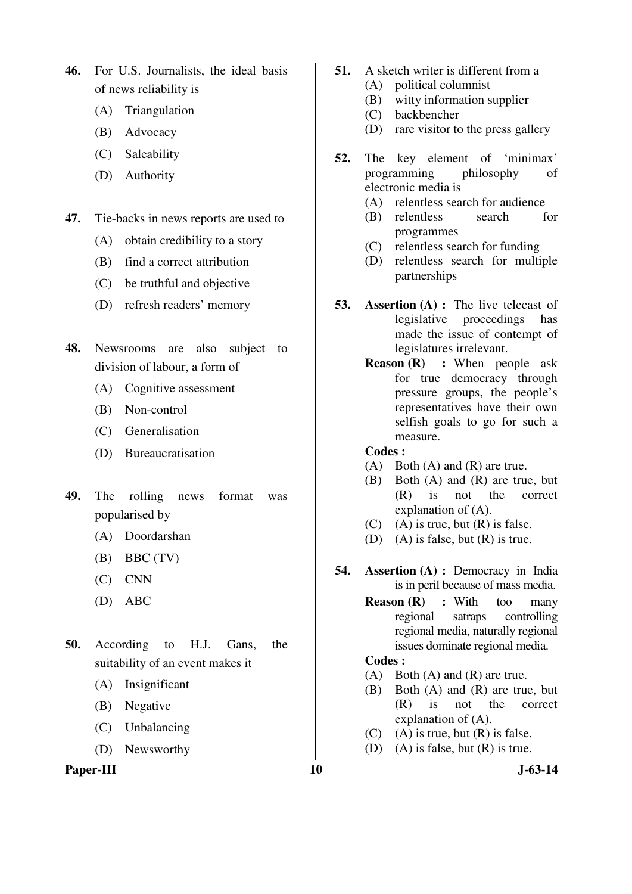46. For U.S. Journalists, the ideal basis of news reliability is
    - (A) Triangulation
    - (B) Advocacy
    - (C) Saleability
    - (D) Authority

47. Tie-backs in news reports are used to
    - (A) obtain credibility to a story
    - (B) find a correct attribution
    - (C) be truthful and objective
    - (D) refresh readers' memory

48. Newsrooms are also subject to division of labour, a form of
    - (A) Cognitive assessment
    - (B) Non-control
    - (C) Generalisation
    - (D) Bureaucratisation

49. The rolling news format was popularised by
    - (A) Doordarshan
    - (B) BBC (TV)
    - (C) CNN
    - (D) ABC

50. According to H.J. Gans, the suitability of an event makes it
    - (A) Insignificant
    - (B) Negative
    - (C) Unbalancing
    - (D) Newsworthy

51. A sketch writer is different from a
    - (A) political columnist
    - (B) witty information supplier
    - (C) backbencher
    - (D) rare visitor to the press gallery

52. The key element of 'minimax' programming philosophy of electronic media is
    - (A) relentless search for audience
    - (B) relentless search for programmes
    - (C) relentless search for funding
    - (D) relentless search for multiple partnerships

53. **Assertion (A) :** The live telecast of legislative proceedings has made the issue of contempt of legislatures irrelevant.

    **Reason (R) :** When people ask for true democracy through pressure groups, the people's representatives have their own selfish goals to go for such a measure.

    **Codes :**
    - (A) Both (A) and (R) are true.
    - (B) Both (A) and (R) are true, but (R) is not the correct explanation of (A).
    - (C) (A) is true, but (R) is false.
    - (D) (A) is false, but (R) is true.

54. **Assertion (A) :** Democracy in India is in peril because of mass media.

    **Reason (R) :** With too many regional satraps controlling regional media, naturally regional issues dominate regional media.

    **Codes :**
    - (A) Both (A) and (R) are true.
    - (B) Both (A) and (R) are true, but (R) is not the correct explanation of (A).
    - (C) (A) is true, but (R) is false.
    - (D) (A) is false, but (R) is true.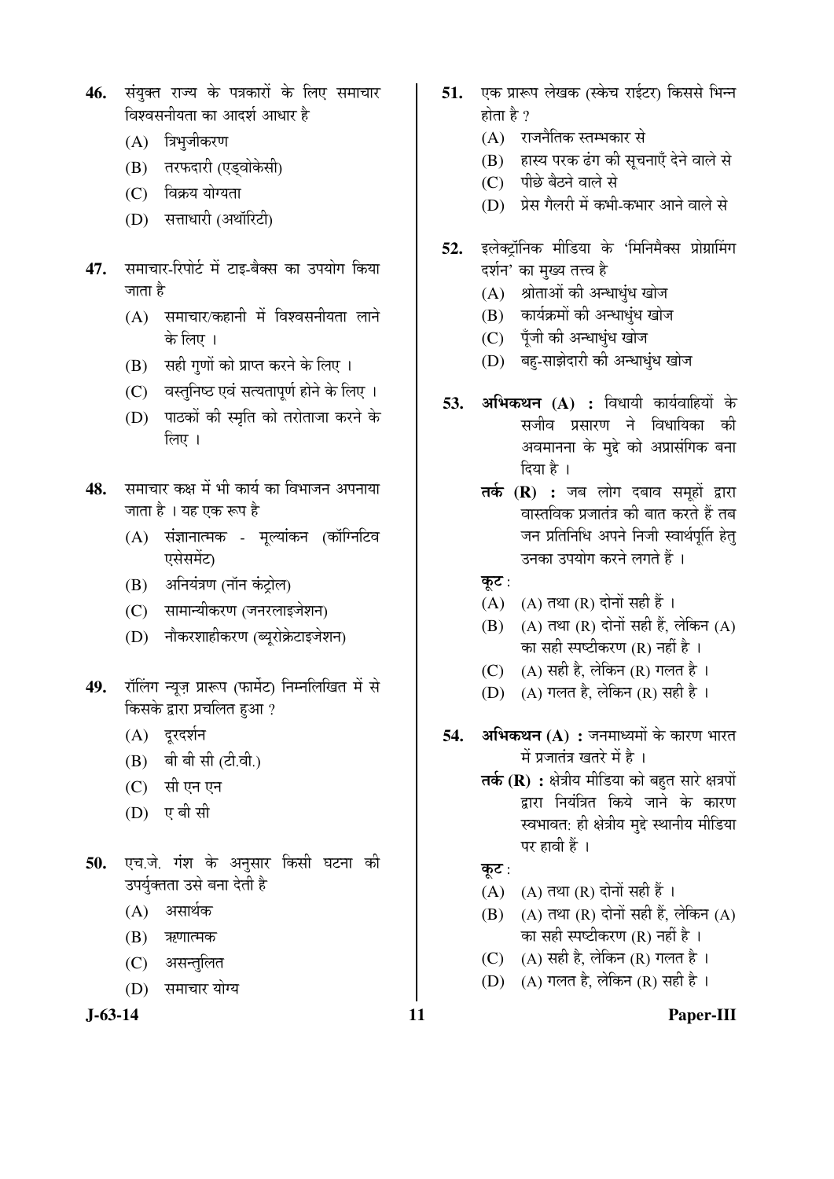46. संयुक्त राज्य के पत्रकारों के लिए समाचार विश्वसनीयता का आदर्श आधार है

    (A) त्रिभुजीकरण
    (B) तरफदारी (एड्वोकेसी)
    (C) विक्रय योग्यता
    (D) सत्ताधारी (अथॉरिटी)

47. समाचार-रिपोर्ट में टाइ-बैक्स का उपयोग किया जाता है

    (A) समाचार/कहानी में विश्वसनीयता लाने के लिए ।
    (B) सही गुणों को प्राप्त करने के लिए ।
    (C) वस्तुनिष्ठ एवं सत्यतापूर्ण होने के लिए ।
    (D) पाठकों की स्मृति को तरोताजा करने के लिए ।

48. समाचार कक्ष में भी कार्य का विभाजन अपनाया जाता है । यह एक रूप है

    (A) संज्ञानात्मक - मूल्यांकन (कॉग्निटिव एसेसमेंट)
    (B) अनियंत्रण (नॉन कंट्रोल)
    (C) सामान्यीकरण (जनरलाइजेशन)
    (D) नौकरशाहीकरण (ब्यूरोक्रेटाइजेशन)

49. रॉलिंग न्यूज़ प्रारूप (फार्मेट) निम्नलिखित में से किसके द्वारा प्रचलित हुआ ?

    (A) दूरदर्शन
    (B) बी बी सी (टी.वी.)
    (C) सी एन एन
    (D) ए बी सी

50. एच.जे. गंश के अनुसार किसी घटना की उपर्युक्तता उसे बना देती है

    (A) असार्थक
    (B) ऋणात्मक
    (C) असन्तुलित
    (D) समाचार योग्य

51. एक प्रारूप लेखक (स्केच राईटर) किससे भिन्न होता है ?

    (A) राजनैतिक स्तम्भकार से
    (B) हास्य परक ढंग की सूचनाएँ देने वाले से
    (C) पीछे बैठने वाले से
    (D) प्रेस गैलरी में कभी-कभार आने वाले से

52. इलेक्ट्रॉनिक मीडिया के 'मिनिमैक्स प्रोग्रामिंग दर्शन' का मुख्य तत्त्व है

    (A) श्रोताओं की अन्धाधुंध खोज
    (B) कार्यक्रमों की अन्धाधुंध खोज
    (C) पूँजी की अन्धाधुंध खोज
    (D) बहु-साझेदारी की अन्धाधुंध खोज

53. **अभिकथन (A) :** विधायी कार्यवाहियों के सजीव प्रसारण ने विधायिका की अवमानना के मुद्दे को अप्रासंगिक बना दिया है ।

    **तर्क (R) :** जब लोग दबाव समूहों द्वारा वास्तविक प्रजातंत्र की बात करते हैं तब जन प्रतिनिधि अपने निजी स्वार्थपूर्ति हेतु उनका उपयोग करने लगते हैं ।

    **कूट :**

    (A) (A) तथा (R) दोनों सही हैं ।
    (B) (A) तथा (R) दोनों सही हैं, लेकिन (A) का सही स्पष्टीकरण (R) नहीं है ।
    (C) (A) सही है, लेकिन (R) गलत है ।
    (D) (A) गलत है, लेकिन (R) सही है ।

54. **अभिकथन (A) :** जनमाध्यमों के कारण भारत में प्रजातंत्र खतरे में है ।

    **तर्क (R) :** क्षेत्रीय मीडिया को बहुत सारे क्षत्रपों द्वारा नियंत्रित किये जाने के कारण स्वभावत: ही क्षेत्रीय मुद्दे स्थानीय मीडिया पर हावी हैं ।

    **कूट :**

    (A) (A) तथा (R) दोनों सही हैं ।
    (B) (A) तथा (R) दोनों सही हैं, लेकिन (A) का सही स्पष्टीकरण (R) नहीं है ।
    (C) (A) सही है, लेकिन (R) गलत है ।
    (D) (A) गलत है, लेकिन (R) सही है ।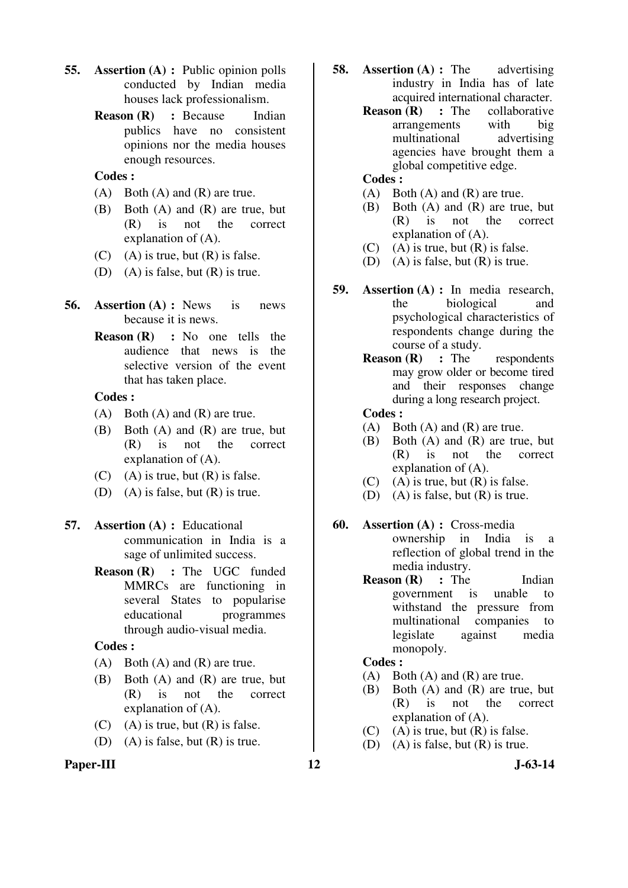**55.** **Assertion (A) :** Public opinion polls conducted by Indian media houses lack professionalism.

**Reason (R) :** Because Indian publics have no consistent opinions nor the media houses enough resources.

**Codes :**

(A) Both (A) and (R) are true.

(B) Both (A) and (R) are true, but (R) is not the correct explanation of (A).

(C) (A) is true, but (R) is false.

(D) (A) is false, but (R) is true.

**56.** **Assertion (A) :** News is news because it is news.

**Reason (R) :** No one tells the audience that news is the selective version of the event that has taken place.

**Codes :**

(A) Both (A) and (R) are true.

(B) Both (A) and (R) are true, but (R) is not the correct explanation of (A).

(C) (A) is true, but (R) is false.

(D) (A) is false, but (R) is true.

**57.** **Assertion (A) :** Educational communication in India is a sage of unlimited success.

**Reason (R) :** The UGC funded MMRCs are functioning in several States to popularise educational programmes through audio-visual media.

**Codes :**

(A) Both (A) and (R) are true.

(B) Both (A) and (R) are true, but (R) is not the correct explanation of (A).

(C) (A) is true, but (R) is false.

(D) (A) is false, but (R) is true.

**58.** **Assertion (A) :** The advertising industry in India has of late acquired international character.

**Reason (R) :** The collaborative arrangements with big multinational advertising agencies have brought them a global competitive edge.

**Codes :**

(A) Both (A) and (R) are true.

(B) Both (A) and (R) are true, but (R) is not the correct explanation of (A).

(C) (A) is true, but (R) is false.

(D) (A) is false, but (R) is true.

**59.** **Assertion (A) :** In media research, the biological and psychological characteristics of respondents change during the course of a study.

**Reason (R) :** The respondents may grow older or become tired and their responses change during a long research project.

**Codes :**

(A) Both (A) and (R) are true.

(B) Both (A) and (R) are true, but (R) is not the correct explanation of (A).

(C) (A) is true, but (R) is false.

(D) (A) is false, but (R) is true.

**60.** **Assertion (A) :** Cross-media ownership in India is a reflection of global trend in the media industry.

**Reason (R) :** The Indian government is unable to withstand the pressure from multinational companies to legislate against media monopoly.

**Codes :**

(A) Both (A) and (R) are true.

(B) Both (A) and (R) are true, but (R) is not the correct explanation of (A).

(C) (A) is true, but (R) is false.

(D) (A) is false, but (R) is true.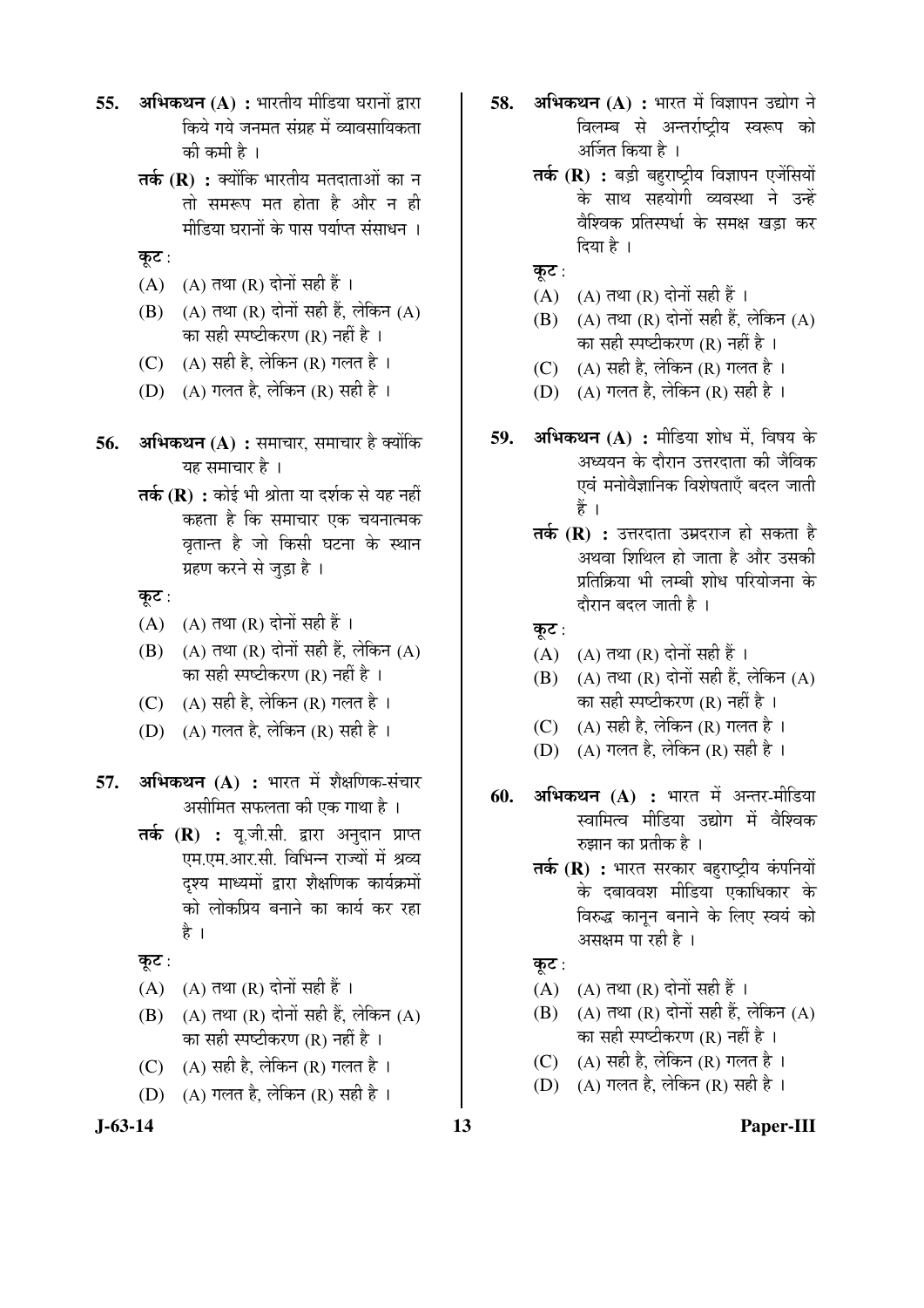**55.** **अभिकथन (A) :** भारतीय मीडिया घरानों द्वारा किये गये जनमत संग्रह में व्यावसायिकता की कमी है ।

**तर्क (R) :** क्योंकि भारतीय मतदाताओं का न तो समरूप मत होता है और न ही मीडिया घरानों के पास पर्याप्त संसाधन ।

**कूट :**

(A) (A) तथा (R) दोनों सही हैं ।

(B) (A) तथा (R) दोनों सही हैं, लेकिन (A) का सही स्पष्टीकरण (R) नहीं है ।

(C) (A) सही है, लेकिन (R) गलत है ।

(D) (A) गलत है, लेकिन (R) सही है ।

**56.** **अभिकथन (A) :** समाचार, समाचार है क्योंकि यह समाचार है ।

**तर्क (R) :** कोई भी श्रोता या दर्शक से यह नहीं कहता है कि समाचार एक चयनात्मक वृतान्त है जो किसी घटना के स्थान ग्रहण करने से जुड़ा है ।

**कूट :**

(A) (A) तथा (R) दोनों सही हैं ।

(B) (A) तथा (R) दोनों सही हैं, लेकिन (A) का सही स्पष्टीकरण (R) नहीं है ।

(C) (A) सही है, लेकिन (R) गलत है ।

(D) (A) गलत है, लेकिन (R) सही है ।

**57.** **अभिकथन (A) :** भारत में शैक्षणिक-संचार असीमित सफलता की एक गाथा है ।

**तर्क (R) :** यू.जी.सी. द्वारा अनुदान प्राप्त एम.एम.आर.सी. विभिन्न राज्यों में श्रव्य दृश्य माध्यमों द्वारा शैक्षणिक कार्यक्रमों को लोकप्रिय बनाने का कार्य कर रहा है ।

**कूट :**

(A) (A) तथा (R) दोनों सही हैं ।

(B) (A) तथा (R) दोनों सही हैं, लेकिन (A) का सही स्पष्टीकरण (R) नहीं है ।

(C) (A) सही है, लेकिन (R) गलत है ।

(D) (A) गलत है, लेकिन (R) सही है ।

**58.** **अभिकथन (A) :** भारत में विज्ञापन उद्योग ने विलम्ब से अन्तर्राष्ट्रीय स्वरूप को अर्जित किया है ।

**तर्क (R) :** बड़ी बहुराष्ट्रीय विज्ञापन एजेंसियों के साथ सहयोगी व्यवस्था ने उन्हें वैश्विक प्रतिस्पर्धा के समक्ष खड़ा कर दिया है ।

**कूट :**

(A) (A) तथा (R) दोनों सही हैं ।

(B) (A) तथा (R) दोनों सही हैं, लेकिन (A) का सही स्पष्टीकरण (R) नहीं है ।

(C) (A) सही है, लेकिन (R) गलत है ।

(D) (A) गलत है, लेकिन (R) सही है ।

**59.** **अभिकथन (A) :** मीडिया शोध में, विषय के अध्ययन के दौरान उत्तरदाता की जैविक एवं मनोवैज्ञानिक विशेषताएँ बदल जाती हैं ।

**तर्क (R) :** उत्तरदाता उम्रदराज हो सकता है अथवा शिथिल हो जाता है और उसकी प्रतिक्रिया भी लम्बी शोध परियोजना के दौरान बदल जाती है ।

**कूट :**

(A) (A) तथा (R) दोनों सही हैं ।

(B) (A) तथा (R) दोनों सही हैं, लेकिन (A) का सही स्पष्टीकरण (R) नहीं है ।

(C) (A) सही है, लेकिन (R) गलत है ।

(D) (A) गलत है, लेकिन (R) सही है ।

**60.** **अभिकथन (A) :** भारत में अन्तर-मीडिया स्वामित्व मीडिया उद्योग में वैश्विक रुझान का प्रतीक है ।

**तर्क (R) :** भारत सरकार बहुराष्ट्रीय कंपनियों के दबाववश मीडिया एकाधिकार के विरुद्ध कानून बनाने के लिए स्वयं को असक्षम पा रही है ।

**कूट :**

(A) (A) तथा (R) दोनों सही हैं ।

(B) (A) तथा (R) दोनों सही हैं, लेकिन (A) का सही स्पष्टीकरण (R) नहीं है ।

(C) (A) सही है, लेकिन (R) गलत है ।

(D) (A) गलत है, लेकिन (R) सही है ।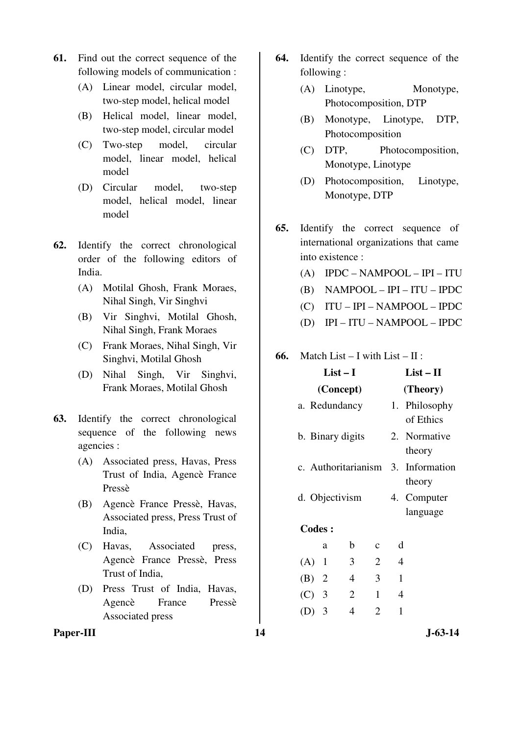61. Find out the correct sequence of the following models of communication :

(A) Linear model, circular model, two-step model, helical model
(B) Helical model, linear model, two-step model, circular model
(C) Two-step model, circular model, linear model, helical model
(D) Circular model, two-step model, helical model, linear model

62. Identify the correct chronological order of the following editors of India.

(A) Motilal Ghosh, Frank Moraes, Nihal Singh, Vir Singhvi
(B) Vir Singhvi, Motilal Ghosh, Nihal Singh, Frank Moraes
(C) Frank Moraes, Nihal Singh, Vir Singhvi, Motilal Ghosh
(D) Nihal Singh, Vir Singhvi, Frank Moraes, Motilal Ghosh

63. Identify the correct chronological sequence of the following news agencies :

(A) Associated press, Havas, Press Trust of India, Agencè France Pressè
(B) Agencè France Pressè, Havas, Associated press, Press Trust of India,
(C) Havas, Associated press, Agencè France Pressè, Press Trust of India,
(D) Press Trust of India, Havas, Agencè France Pressè Associated press

64. Identify the correct sequence of the following :

(A) Linotype, Monotype, Photocomposition, DTP
(B) Monotype, Linotype, DTP, Photocomposition
(C) DTP, Photocomposition, Monotype, Linotype
(D) Photocomposition, Linotype, Monotype, DTP

65. Identify the correct sequence of international organizations that came into existence :

(A) IPDC – NAMPOOL – IPI – ITU
(B) NAMPOOL – IPI – ITU – IPDC
(C) ITU – IPI – NAMPOOL – IPDC
(D) IPI – ITU – NAMPOOL – IPDC

66. Match List – I with List – II :

| List – I (Concept) | List – II (Theory) |
|---|---|
| a. Redundancy | 1. Philosophy of Ethics |
| b. Binary digits | 2. Normative theory |
| c. Authoritarianism | 3. Information theory |
| d. Objectivism | 4. Computer language |

**Codes :**

| | a | b | c | d |
|---|---|---|---|---|
| (A) | 1 | 3 | 2 | 4 |
| (B) | 2 | 4 | 3 | 1 |
| (C) | 3 | 2 | 1 | 4 |
| (D) | 3 | 4 | 2 | 1 |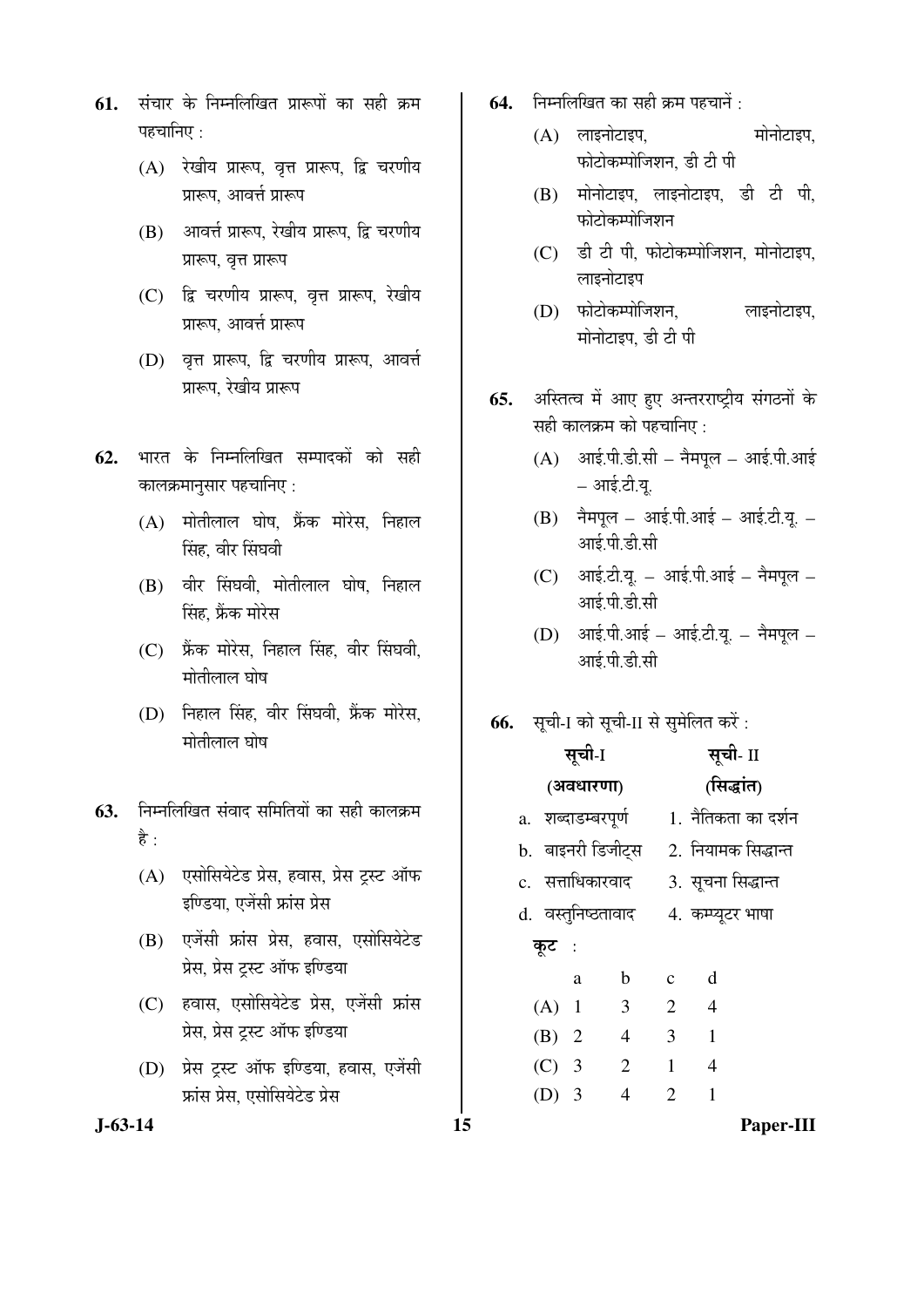61. संचार के निम्नलिखित प्रारूपों का सही क्रम पहचानिए :

   (A) रेखीय प्रारूप, वृत्त प्रारूप, द्वि चरणीय प्रारूप, आवर्त्त प्रारूप
   (B) आवर्त्त प्रारूप, रेखीय प्रारूप, द्वि चरणीय प्रारूप, वृत्त प्रारूप
   (C) द्वि चरणीय प्रारूप, वृत्त प्रारूप, रेखीय प्रारूप, आवर्त्त प्रारूप
   (D) वृत्त प्रारूप, द्वि चरणीय प्रारूप, आवर्त्त प्रारूप, रेखीय प्रारूप

62. भारत के निम्नलिखित सम्पादकों को सही कालक्रमानुसार पहचानिए :

   (A) मोतीलाल घोष, फ्रैंक मोरेस, निहाल सिंह, वीर सिंघवी
   (B) वीर सिंघवी, मोतीलाल घोष, निहाल सिंह, फ्रैंक मोरेस
   (C) फ्रैंक मोरेस, निहाल सिंह, वीर सिंघवी, मोतीलाल घोष
   (D) निहाल सिंह, वीर सिंघवी, फ्रैंक मोरेस, मोतीलाल घोष

63. निम्नलिखित संवाद समितियों का सही कालक्रम है :

   (A) एसोसियेटेड प्रेस, हवास, प्रेस ट्रस्ट ऑफ इण्डिया, एजेंसी फ्रांस प्रेस
   (B) एजेंसी फ्रांस प्रेस, हवास, एसोसियेटेड प्रेस, प्रेस ट्रस्ट ऑफ इण्डिया
   (C) हवास, एसोसियेटेड प्रेस, एजेंसी फ्रांस प्रेस, प्रेस ट्रस्ट ऑफ इण्डिया
   (D) प्रेस ट्रस्ट ऑफ इण्डिया, हवास, एजेंसी फ्रांस प्रेस, एसोसियेटेड प्रेस

64. निम्नलिखित का सही क्रम पहचानें :

   (A) लाइनोटाइप, मोनोटाइप, फोटोकम्पोजिशन, डी टी पी
   (B) मोनोटाइप, लाइनोटाइप, डी टी पी, फोटोकम्पोजिशन
   (C) डी टी पी, फोटोकम्पोजिशन, मोनोटाइप, लाइनोटाइप
   (D) फोटोकम्पोजिशन, लाइनोटाइप, मोनोटाइप, डी टी पी

65. अस्तित्व में आए हुए अन्तरराष्ट्रीय संगठनों के सही कालक्रम को पहचानिए :

   (A) आई.पी.डी.सी – नैमपूल – आई.पी.आई – आई.टी.यू.
   (B) नैमपूल – आई.पी.आई – आई.टी.यू. – आई.पी.डी.सी
   (C) आई.टी.यू. – आई.पी.आई – नैमपूल – आई.पी.डी.सी
   (D) आई.पी.आई – आई.टी.यू. – नैमपूल – आई.पी.डी.सी

66. सूची-I को सूची-II से सुमेलित करें :

| **सूची-I (अवधारणा)** | **सूची- II (सिद्धांत)** |
|---|---|
| a. शब्दाडम्बरपूर्ण | 1. नैतिकता का दर्शन |
| b. बाइनरी डिजीट्स | 2. नियामक सिद्धान्त |
| c. सत्ताधिकारवाद | 3. सूचना सिद्धान्त |
| d. वस्तुनिष्ठतावाद | 4. कम्प्यूटर भाषा |

**कूट** :

| | a | b | c | d |
|---|---|---|---|---|
| (A) | 1 | 3 | 2 | 4 |
| (B) | 2 | 4 | 3 | 1 |
| (C) | 3 | 2 | 1 | 4 |
| (D) | 3 | 4 | 2 | 1 |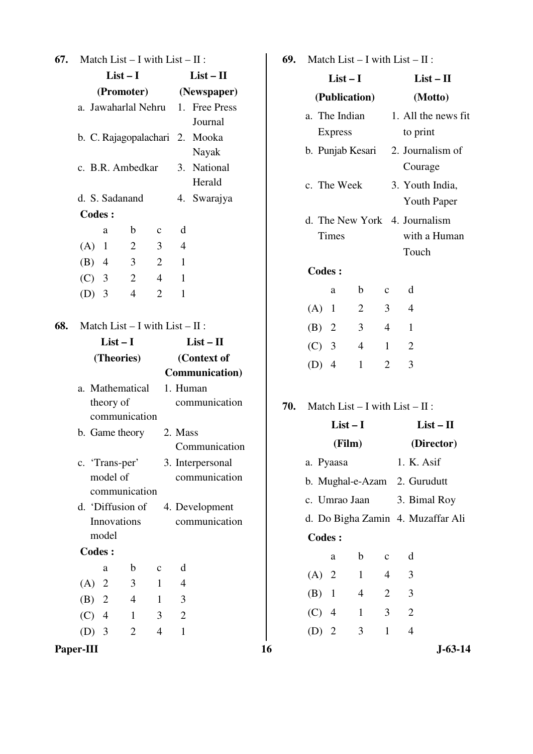**67.** Match List – I with List – II :

| List – I (Promoter) | List – II (Newspaper) |
|---|---|
| a. Jawaharlal Nehru | 1. Free Press Journal |
| b. C. Rajagopalachari | 2. Mooka Nayak |
| c. B.R. Ambedkar | 3. National Herald |
| d. S. Sadanand | 4. Swarajya |

**Codes :**

| | a | b | c | d |
|---|---|---|---|---|
| (A) | 1 | 2 | 3 | 4 |
| (B) | 4 | 3 | 2 | 1 |
| (C) | 3 | 2 | 4 | 1 |
| (D) | 3 | 4 | 2 | 1 |

**68.** Match List – I with List – II :

| List – I (Theories) | List – II (Context of Communication) |
|---|---|
| a. Mathematical theory of communication | 1. Human communication |
| b. Game theory | 2. Mass Communication |
| c. 'Trans-per' model of communication | 3. Interpersonal communication |
| d. 'Diffusion of Innovations model | 4. Development communication |

**Codes :**

| | a | b | c | d |
|---|---|---|---|---|
| (A) | 2 | 3 | 1 | 4 |
| (B) | 2 | 4 | 1 | 3 |
| (C) | 4 | 1 | 3 | 2 |
| (D) | 3 | 2 | 4 | 1 |

**69.** Match List – I with List – II :

| List – I (Publication) | List – II (Motto) |
|---|---|
| a. The Indian Express | 1. All the news fit to print |
| b. Punjab Kesari | 2. Journalism of Courage |
| c. The Week | 3. Youth India, Youth Paper |
| d. The New York Times | 4. Journalism with a Human Touch |

**Codes :**

| | a | b | c | d |
|---|---|---|---|---|
| (A) | 1 | 2 | 3 | 4 |
| (B) | 2 | 3 | 4 | 1 |
| (C) | 3 | 4 | 1 | 2 |
| (D) | 4 | 1 | 2 | 3 |

**70.** Match List – I with List – II :

| List – I (Film) | List – II (Director) |
|---|---|
| a. Pyaasa | 1. K. Asif |
| b. Mughal-e-Azam | 2. Gurudutt |
| c. Umrao Jaan | 3. Bimal Roy |
| d. Do Bigha Zamin | 4. Muzaffar Ali |

**Codes :**

| | a | b | c | d |
|---|---|---|---|---|
| (A) | 2 | 1 | 4 | 3 |
| (B) | 1 | 4 | 2 | 3 |
| (C) | 4 | 1 | 3 | 2 |
| (D) | 2 | 3 | 1 | 4 |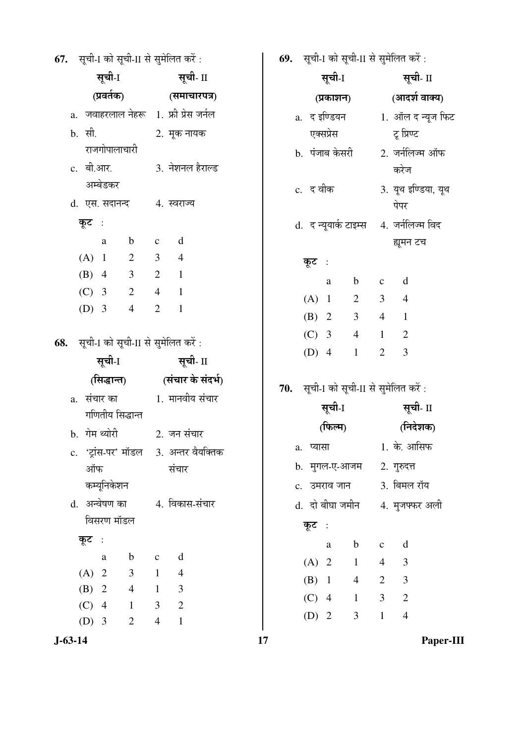67. सूची-I को सूची-II से सुमेलित करें :

| सूची-I (प्रवर्तक) | सूची- II (समाचारपत्र) |
|---|---|
| a. जवाहरलाल नेहरू | 1. फ्री प्रेस जर्नल |
| b. सी. राजगोपालाचारी | 2. मूक नायक |
| c. बी.आर. अम्बेडकर | 3. नेशनल हैराल्ड |
| d. एस. सदानन्द | 4. स्वराज्य |

कूट :

| | a | b | c | d |
|---|---|---|---|---|
| (A) | 1 | 2 | 3 | 4 |
| (B) | 4 | 3 | 2 | 1 |
| (C) | 3 | 2 | 4 | 1 |
| (D) | 3 | 4 | 2 | 1 |

68. सूची-I को सूची-II से सुमेलित करें :

| सूची-I (सिद्धान्त) | सूची- II (संचार के संदर्भ) |
|---|---|
| a. संचार का गणितीय सिद्धान्त | 1. मानवीय संचार |
| b. गेम थ्योरी | 2. जन संचार |
| c. 'ट्रांस-पर' मॉडल ऑफ कम्युनिकेशन | 3. अन्तर वैयक्तिक संचार |
| d. अन्वेषण का विसरण मॉडल | 4. विकास-संचार |

कूट :

| | a | b | c | d |
|---|---|---|---|---|
| (A) | 2 | 3 | 1 | 4 |
| (B) | 2 | 4 | 1 | 3 |
| (C) | 4 | 1 | 3 | 2 |
| (D) | 3 | 2 | 4 | 1 |

69. सूची-I को सूची-II से सुमेलित करें :

| सूची-I (प्रकाशन) | सूची- II (आदर्श वाक्य) |
|---|---|
| a. द इण्डियन एक्सप्रेस | 1. ऑल द न्यूज फिट टू प्रिण्ट |
| b. पंजाब केसरी | 2. जर्नलिज्म ऑफ करेज |
| c. द वीक | 3. यूथ इण्डिया, यूथ पेपर |
| d. द न्यूयार्क टाइम्स | 4. जर्नलिज्म विद ह्यूमन टच |

कूट :

| | a | b | c | d |
|---|---|---|---|---|
| (A) | 1 | 2 | 3 | 4 |
| (B) | 2 | 3 | 4 | 1 |
| (C) | 3 | 4 | 1 | 2 |
| (D) | 4 | 1 | 2 | 3 |

70. सूची-I को सूची-II से सुमेलित करें :

| सूची-I (फिल्म) | सूची- II (निदेशक) |
|---|---|
| a. प्यासा | 1. के. आसिफ |
| b. मुगल-ए-आजम | 2. गुरुदत्त |
| c. उमराव जान | 3. बिमल रॉय |
| d. दो बीघा जमीन | 4. मुजफ्फर अली |

कूट :

| | a | b | c | d |
|---|---|---|---|---|
| (A) | 2 | 1 | 4 | 3 |
| (B) | 1 | 4 | 2 | 3 |
| (C) | 4 | 1 | 3 | 2 |
| (D) | 2 | 3 | 1 | 4 |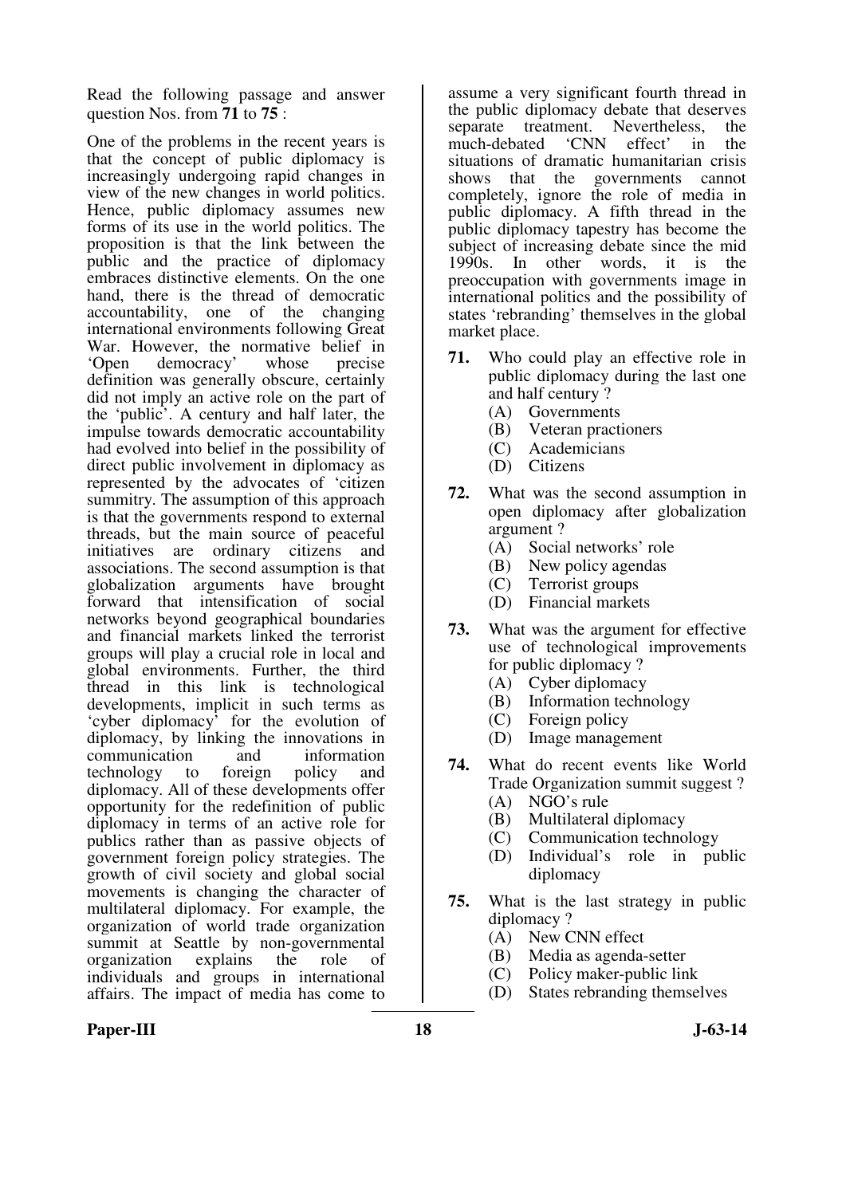Read the following passage and answer question Nos. from **71** to **75** :

One of the problems in the recent years is that the concept of public diplomacy is increasingly undergoing rapid changes in view of the new changes in world politics. Hence, public diplomacy assumes new forms of its use in the world politics. The proposition is that the link between the public and the practice of diplomacy embraces distinctive elements. On the one hand, there is the thread of democratic accountability, one of the changing international environments following Great War. However, the normative belief in 'Open democracy' whose precise definition was generally obscure, certainly did not imply an active role on the part of the 'public'. A century and half later, the impulse towards democratic accountability had evolved into belief in the possibility of direct public involvement in diplomacy as represented by the advocates of 'citizen summitry. The assumption of this approach is that the governments respond to external threads, but the main source of peaceful initiatives are ordinary citizens and associations. The second assumption is that globalization arguments have brought forward that intensification of social networks beyond geographical boundaries and financial markets linked the terrorist groups will play a crucial role in local and global environments. Further, the third thread in this link is technological developments, implicit in such terms as 'cyber diplomacy' for the evolution of diplomacy, by linking the innovations in communication and information technology to foreign policy and diplomacy. All of these developments offer opportunity for the redefinition of public diplomacy in terms of an active role for publics rather than as passive objects of government foreign policy strategies. The growth of civil society and global social movements is changing the character of multilateral diplomacy. For example, the organization of world trade organization summit at Seattle by non-governmental organization explains the role of individuals and groups in international affairs. The impact of media has come to assume a very significant fourth thread in the public diplomacy debate that deserves separate treatment. Nevertheless, the much-debated 'CNN effect' in the situations of dramatic humanitarian crisis shows that the governments cannot completely, ignore the role of media in public diplomacy. A fifth thread in the public diplomacy tapestry has become the subject of increasing debate since the mid 1990s. In other words, it is the preoccupation with governments image in international politics and the possibility of states 'rebranding' themselves in the global market place.

**71.** Who could play an effective role in public diplomacy during the last one and half century ?
- (A) Governments
- (B) Veteran practioners
- (C) Academicians
- (D) Citizens

**72.** What was the second assumption in open diplomacy after globalization argument ?
- (A) Social networks' role
- (B) New policy agendas
- (C) Terrorist groups
- (D) Financial markets

**73.** What was the argument for effective use of technological improvements for public diplomacy ?
- (A) Cyber diplomacy
- (B) Information technology
- (C) Foreign policy
- (D) Image management

**74.** What do recent events like World Trade Organization summit suggest ?
- (A) NGO's rule
- (B) Multilateral diplomacy
- (C) Communication technology
- (D) Individual's role in public diplomacy

**75.** What is the last strategy in public diplomacy ?
- (A) New CNN effect
- (B) Media as agenda-setter
- (C) Policy maker-public link
- (D) States rebranding themselves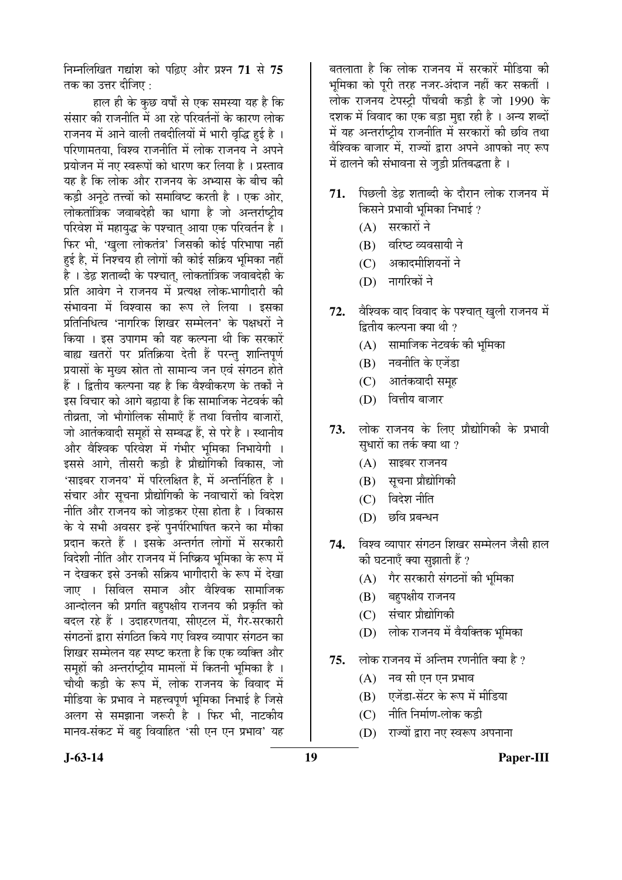निम्नलिखित गद्यांश को पढ़िए और प्रश्न **71** से **75** तक का उत्तर दीजिए :

हाल ही के कुछ वर्षों से एक समस्या यह है कि संसार की राजनीति में आ रहे परिवर्तनों के कारण लोक राजनय में आने वाली तबदीलियों में भारी वृद्धि हुई है । परिणामतया, विश्व राजनीति में लोक राजनय ने अपने प्रयोजन में नए स्वरूपों को धारण कर लिया है । प्रस्ताव यह है कि लोक और राजनय के अभ्यास के बीच की कड़ी अनूठे तत्त्वों को समाविष्ट करती है । एक ओर, लोकतांत्रिक जवाबदेही का धागा है जो अन्तर्राष्ट्रीय परिवेश में महायुद्ध के पश्चात् आया एक परिवर्तन है । फिर भी, 'खुला लोकतंत्र' जिसकी कोई परिभाषा नहीं हुई है, में निश्चय ही लोगों की कोई सक्रिय भूमिका नहीं है । डेढ़ शताब्दी के पश्चात्, लोकतांत्रिक जवाबदेही के प्रति आवेग ने राजनय में प्रत्यक्ष लोक-भागीदारी की संभावना में विश्वास का रूप ले लिया । इसका प्रतिनिधित्व 'नागरिक शिखर सम्मेलन' के पक्षधरों ने किया । इस उपागम की यह कल्पना थी कि सरकारें बाह्य खतरों पर प्रतिक्रिया देती हैं परन्तु शान्तिपूर्ण प्रयासों के मुख्य स्रोत तो सामान्य जन एवं संगठन होते हैं । द्वितीय कल्पना यह है कि वैश्वीकरण के तर्कों ने इस विचार को आगे बढ़ाया है कि सामाजिक नेटवर्क की तीव्रता, जो भौगोलिक सीमाएँ हैं तथा वित्तीय बाजारों, जो आतंकवादी समूहों से सम्बद्ध हैं, से परे है । स्थानीय और वैश्विक परिवेश में गंभीर भूमिका निभायेगी । इससे आगे, तीसरी कड़ी है प्रौद्योगिकी विकास, जो 'साइबर राजनय' में परिलक्षित है, में अन्तर्निहित है । संचार और सूचना प्रौद्योगिकी के नवाचारों को विदेश नीति और राजनय को जोड़कर ऐसा होता है । विकास के ये सभी अवसर इन्हें पुनर्परिभाषित करने का मौका प्रदान करते हैं । इसके अन्तर्गत लोगों में सरकारी विदेशी नीति और राजनय में निष्क्रिय भूमिका के रूप में न देखकर इसे उनकी सक्रिय भागीदारी के रूप में देखा जाए । सिविल समाज और वैश्विक सामाजिक आन्दोलन की प्रगति बहुपक्षीय राजनय की प्रकृति को बदल रहे हैं । उदाहरणतया, सीएटल में, गैर-सरकारी संगठनों द्वारा संगठित किये गए विश्व व्यापार संगठन का शिखर सम्मेलन यह स्पष्ट करता है कि एक व्यक्ति और समूहों की अन्तर्राष्ट्रीय मामलों में कितनी भूमिका है । चौथी कड़ी के रूप में, लोक राजनय के विवाद में मीडिया के प्रभाव ने महत्त्वपूर्ण भूमिका निभाई है जिसे अलग से समझाना जरूरी है । फिर भी, नाटकीय मानव-संकट में बहु विवाहित 'सी एन एन प्रभाव' यह बतलाता है कि लोक राजनय में सरकारें मीडिया की भूमिका को पूरी तरह नजर-अंदाज नहीं कर सकतीं । लोक राजनय टेपस्ट्री पाँचवी कड़ी है जो 1990 के दशक में विवाद का एक बड़ा मुद्दा रही है । अन्य शब्दों में यह अन्तर्राष्ट्रीय राजनीति में सरकारों की छवि तथा वैश्विक बाजार में, राज्यों द्वारा अपने आपको नए रूप में ढालने की संभावना से जुड़ी प्रतिबद्धता है ।

**71.** पिछली डेढ़ शताब्दी के दौरान लोक राजनय में किसने प्रभावी भूमिका निभाई ?

(A) सरकारों ने

(B) वरिष्ठ व्यवसायी ने

(C) अकादमीशियनों ने

(D) नागरिकों ने

**72.** वैश्विक वाद विवाद के पश्चात् खुली राजनय में द्वितीय कल्पना क्या थी ?

(A) सामाजिक नेटवर्क की भूमिका

(B) नवनीति के एजेंडा

(C) आतंकवादी समूह

(D) वित्तीय बाजार

**73.** लोक राजनय के लिए प्रौद्योगिकी के प्रभावी सुधारों का तर्क क्या था ?

(A) साइबर राजनय

(B) सूचना प्रौद्योगिकी

(C) विदेश नीति

(D) छवि प्रबन्धन

**74.** विश्व व्यापार संगठन शिखर सम्मेलन जैसी हाल की घटनाएँ क्या सुझाती हैं ?

(A) गैर सरकारी संगठनों की भूमिका

(B) बहुपक्षीय राजनय

(C) संचार प्रौद्योगिकी

(D) लोक राजनय में वैयक्तिक भूमिका

**75.** लोक राजनय में अन्तिम रणनीति क्या है ?

(A) नव सी एन एन प्रभाव

(B) एजेंडा-सेंटर के रूप में मीडिया

(C) नीति निर्माण-लोक कड़ी

(D) राज्यों द्वारा नए स्वरूप अपनाना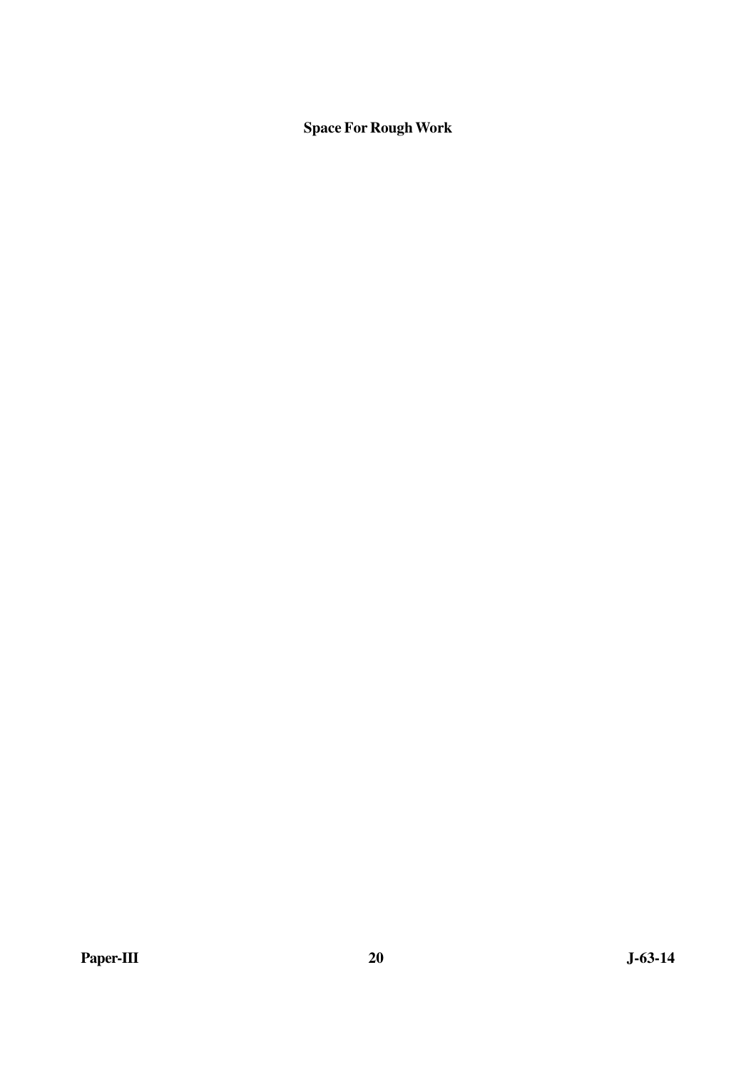**Space For Rough Work**